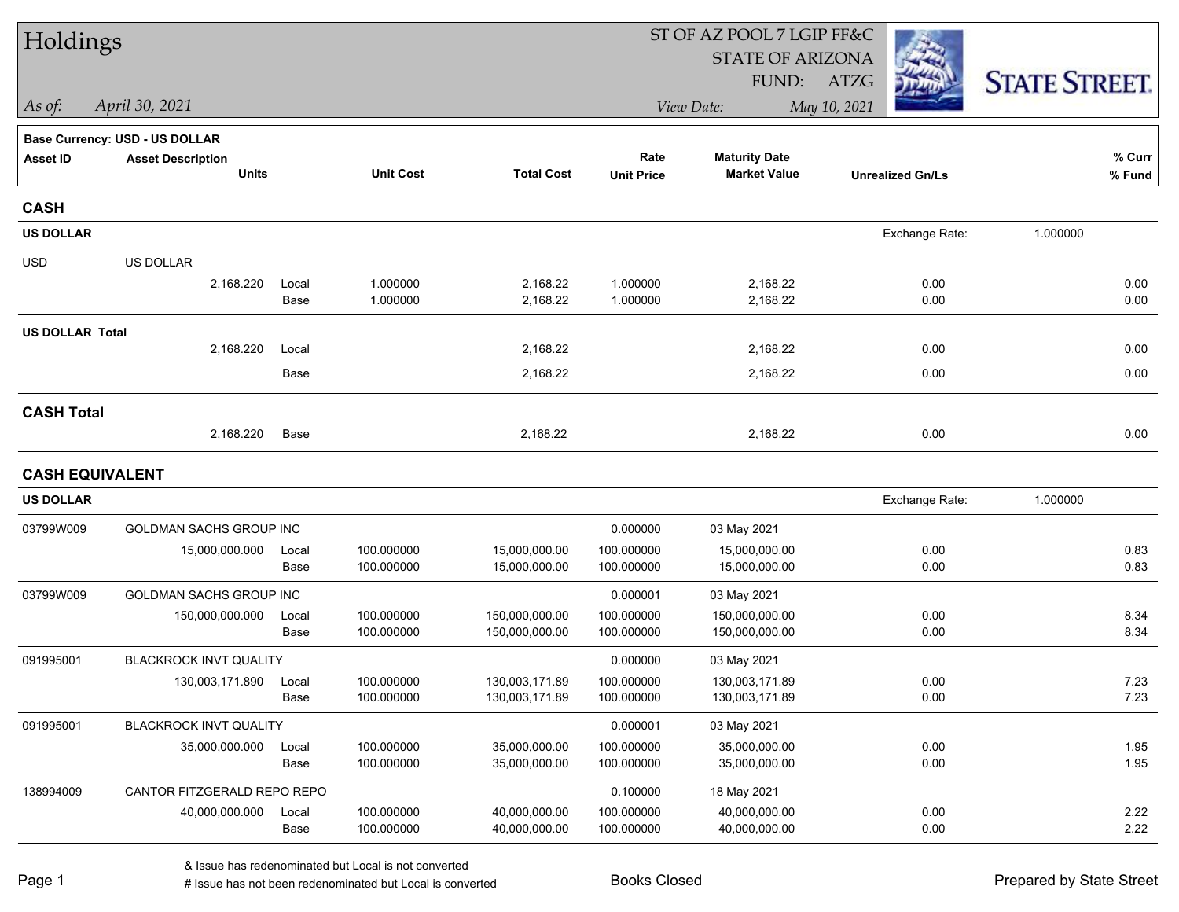# Holdings

ST OF AZ POOL 7 LGIP FF&C
STATE OF ARIZONA
FUND: ATZG

*As of:* *April 30, 2021*

*View Date:* *May 10, 2021*

STATE STREET.

**Base Currency: USD - US DOLLAR**

| Asset ID | Asset Description / Units | | Unit Cost | Total Cost | Rate / Unit Price | Maturity Date / Market Value | Unrealized Gn/Ls | % Curr / % Fund |
|---|---|---|---|---|---|---|---|---|
| **CASH** | | | | | | | | |
| **US DOLLAR** | | | | | | | Exchange Rate: | 1.000000 |
| USD | US DOLLAR | | | | | | | |
| | 2,168.220 | Local | 1.000000 | 2,168.22 | 1.000000 | 2,168.22 | 0.00 | 0.00 |
| | | Base | 1.000000 | 2,168.22 | 1.000000 | 2,168.22 | 0.00 | 0.00 |
| **US DOLLAR Total** | | | | | | | | |
| | 2,168.220 | Local | | 2,168.22 | | 2,168.22 | 0.00 | 0.00 |
| | | Base | | 2,168.22 | | 2,168.22 | 0.00 | 0.00 |
| **CASH Total** | | | | | | | | |
| | 2,168.220 | Base | | 2,168.22 | | 2,168.22 | 0.00 | 0.00 |
| **CASH EQUIVALENT** | | | | | | | | |
| **US DOLLAR** | | | | | | | Exchange Rate: | 1.000000 |
| 03799W009 | GOLDMAN SACHS GROUP INC | | | | 0.000000 | 03 May 2021 | | |
| | 15,000,000.000 | Local | 100.000000 | 15,000,000.00 | 100.000000 | 15,000,000.00 | 0.00 | 0.83 |
| | | Base | 100.000000 | 15,000,000.00 | 100.000000 | 15,000,000.00 | 0.00 | 0.83 |
| 03799W009 | GOLDMAN SACHS GROUP INC | | | | 0.000001 | 03 May 2021 | | |
| | 150,000,000.000 | Local | 100.000000 | 150,000,000.00 | 100.000000 | 150,000,000.00 | 0.00 | 8.34 |
| | | Base | 100.000000 | 150,000,000.00 | 100.000000 | 150,000,000.00 | 0.00 | 8.34 |
| 091995001 | BLACKROCK INVT QUALITY | | | | 0.000000 | 03 May 2021 | | |
| | 130,003,171.890 | Local | 100.000000 | 130,003,171.89 | 100.000000 | 130,003,171.89 | 0.00 | 7.23 |
| | | Base | 100.000000 | 130,003,171.89 | 100.000000 | 130,003,171.89 | 0.00 | 7.23 |
| 091995001 | BLACKROCK INVT QUALITY | | | | 0.000001 | 03 May 2021 | | |
| | 35,000,000.000 | Local | 100.000000 | 35,000,000.00 | 100.000000 | 35,000,000.00 | 0.00 | 1.95 |
| | | Base | 100.000000 | 35,000,000.00 | 100.000000 | 35,000,000.00 | 0.00 | 1.95 |
| 138994009 | CANTOR FITZGERALD REPO REPO | | | | 0.100000 | 18 May 2021 | | |
| | 40,000,000.000 | Local | 100.000000 | 40,000,000.00 | 100.000000 | 40,000,000.00 | 0.00 | 2.22 |
| | | Base | 100.000000 | 40,000,000.00 | 100.000000 | 40,000,000.00 | 0.00 | 2.22 |

& Issue has redenominated but Local is not converted
# Issue has not been redenominated but Local is converted

Books Closed

Prepared by State Street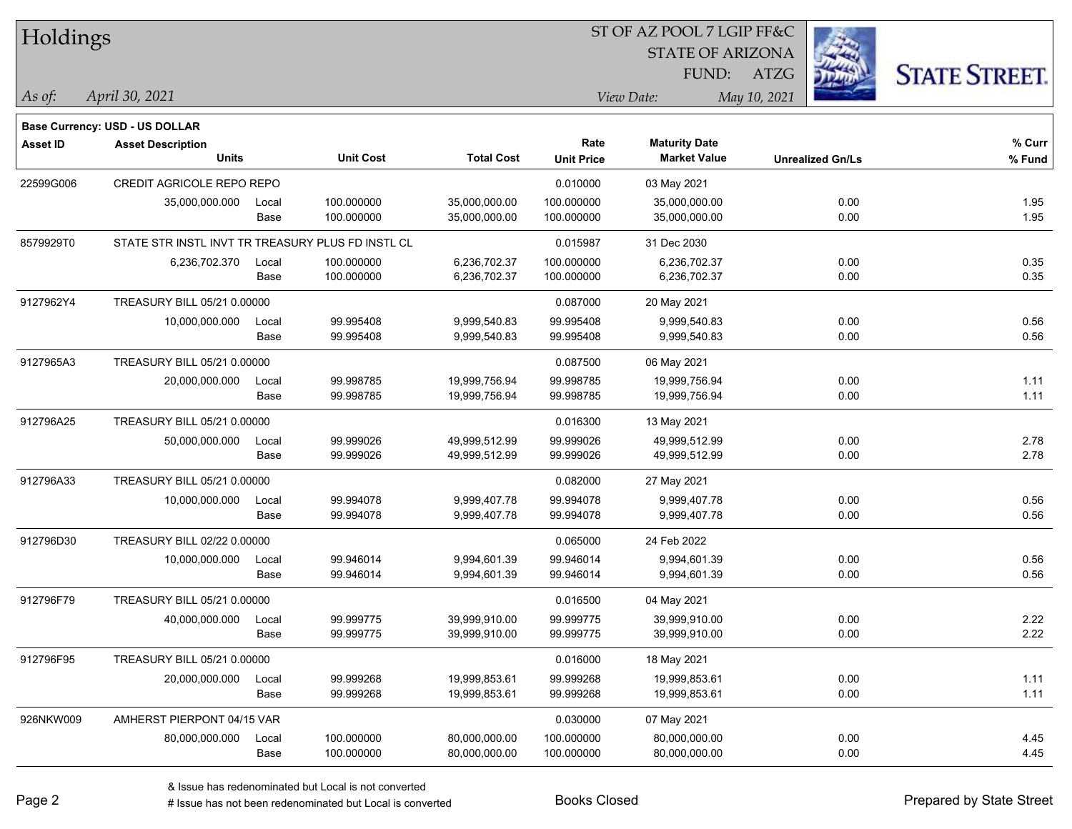# Holdings

ST OF AZ POOL 7 LGIP FF&C
STATE OF ARIZONA
FUND: ATZG

*As of:* *April 30, 2021*

*View Date:* *May 10, 2021*

**Base Currency: USD - US DOLLAR**

| Asset ID | Asset Description / Units | | Unit Cost | Total Cost | Rate / Unit Price | Maturity Date / Market Value | Unrealized Gn/Ls | % Curr / % Fund |
|---|---|---|---|---|---|---|---|---|
| 22599G006 | CREDIT AGRICOLE REPO REPO | | | | 0.010000 | 03 May 2021 | | |
| | 35,000,000.000 | Local | 100.000000 | 35,000,000.00 | 100.000000 | 35,000,000.00 | 0.00 | 1.95 |
| | | Base | 100.000000 | 35,000,000.00 | 100.000000 | 35,000,000.00 | 0.00 | 1.95 |
| 8579929T0 | STATE STR INSTL INVT TR TREASURY PLUS FD INSTL CL | | | | 0.015987 | 31 Dec 2030 | | |
| | 6,236,702.370 | Local | 100.000000 | 6,236,702.37 | 100.000000 | 6,236,702.37 | 0.00 | 0.35 |
| | | Base | 100.000000 | 6,236,702.37 | 100.000000 | 6,236,702.37 | 0.00 | 0.35 |
| 9127962Y4 | TREASURY BILL 05/21 0.00000 | | | | 0.087000 | 20 May 2021 | | |
| | 10,000,000.000 | Local | 99.995408 | 9,999,540.83 | 99.995408 | 9,999,540.83 | 0.00 | 0.56 |
| | | Base | 99.995408 | 9,999,540.83 | 99.995408 | 9,999,540.83 | 0.00 | 0.56 |
| 9127965A3 | TREASURY BILL 05/21 0.00000 | | | | 0.087500 | 06 May 2021 | | |
| | 20,000,000.000 | Local | 99.998785 | 19,999,756.94 | 99.998785 | 19,999,756.94 | 0.00 | 1.11 |
| | | Base | 99.998785 | 19,999,756.94 | 99.998785 | 19,999,756.94 | 0.00 | 1.11 |
| 912796A25 | TREASURY BILL 05/21 0.00000 | | | | 0.016300 | 13 May 2021 | | |
| | 50,000,000.000 | Local | 99.999026 | 49,999,512.99 | 99.999026 | 49,999,512.99 | 0.00 | 2.78 |
| | | Base | 99.999026 | 49,999,512.99 | 99.999026 | 49,999,512.99 | 0.00 | 2.78 |
| 912796A33 | TREASURY BILL 05/21 0.00000 | | | | 0.082000 | 27 May 2021 | | |
| | 10,000,000.000 | Local | 99.994078 | 9,999,407.78 | 99.994078 | 9,999,407.78 | 0.00 | 0.56 |
| | | Base | 99.994078 | 9,999,407.78 | 99.994078 | 9,999,407.78 | 0.00 | 0.56 |
| 912796D30 | TREASURY BILL 02/22 0.00000 | | | | 0.065000 | 24 Feb 2022 | | |
| | 10,000,000.000 | Local | 99.946014 | 9,994,601.39 | 99.946014 | 9,994,601.39 | 0.00 | 0.56 |
| | | Base | 99.946014 | 9,994,601.39 | 99.946014 | 9,994,601.39 | 0.00 | 0.56 |
| 912796F79 | TREASURY BILL 05/21 0.00000 | | | | 0.016500 | 04 May 2021 | | |
| | 40,000,000.000 | Local | 99.999775 | 39,999,910.00 | 99.999775 | 39,999,910.00 | 0.00 | 2.22 |
| | | Base | 99.999775 | 39,999,910.00 | 99.999775 | 39,999,910.00 | 0.00 | 2.22 |
| 912796F95 | TREASURY BILL 05/21 0.00000 | | | | 0.016000 | 18 May 2021 | | |
| | 20,000,000.000 | Local | 99.999268 | 19,999,853.61 | 99.999268 | 19,999,853.61 | 0.00 | 1.11 |
| | | Base | 99.999268 | 19,999,853.61 | 99.999268 | 19,999,853.61 | 0.00 | 1.11 |
| 926NKW009 | AMHERST PIERPONT 04/15 VAR | | | | 0.030000 | 07 May 2021 | | |
| | 80,000,000.000 | Local | 100.000000 | 80,000,000.00 | 100.000000 | 80,000,000.00 | 0.00 | 4.45 |
| | | Base | 100.000000 | 80,000,000.00 | 100.000000 | 80,000,000.00 | 0.00 | 4.45 |

& Issue has redenominated but Local is not converted
# Issue has not been redenominated but Local is converted

Books Closed

Prepared by State Street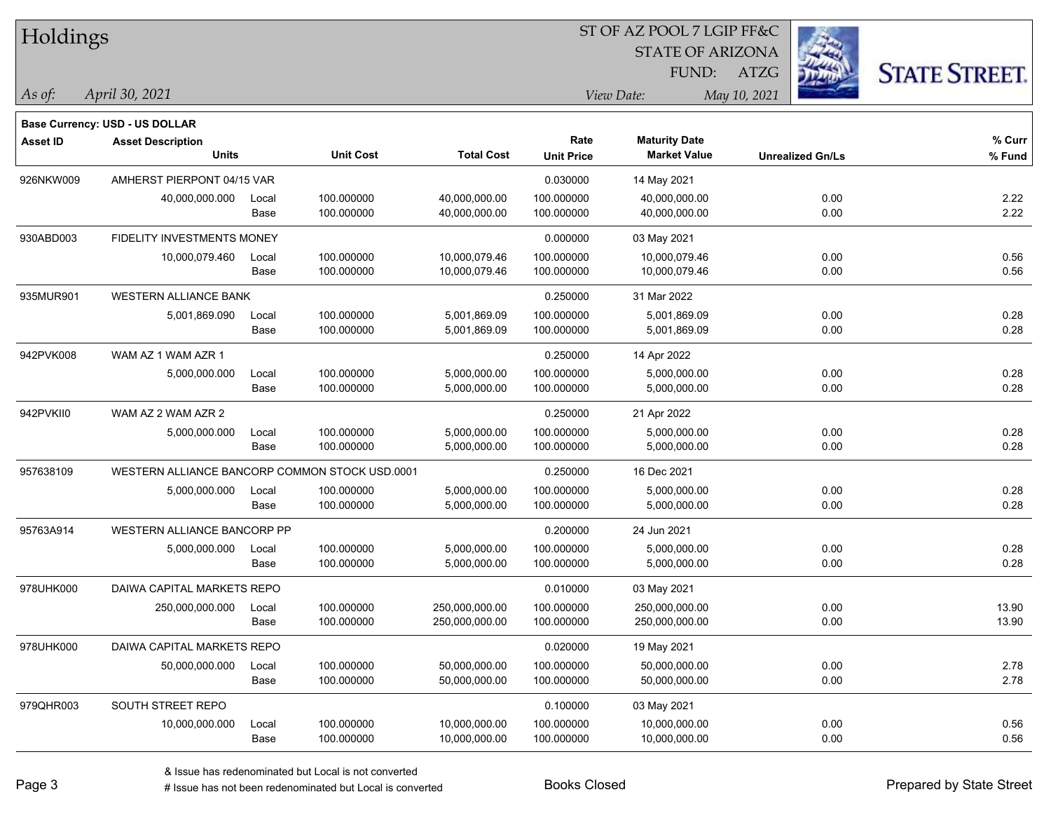**Base Currency: USD - US DOLLAR**

| Asset ID | Asset Description / Units | | Unit Cost | Total Cost | Rate / Unit Price | Maturity Date / Market Value | Unrealized Gn/Ls | % Curr / % Fund |
|---|---|---|---|---|---|---|---|---|
| 926NKW009 | AMHERST PIERPONT 04/15 VAR | | | | 0.030000 | 14 May 2021 | | |
| | 40,000,000.000 | Local | 100.000000 | 40,000,000.00 | 100.000000 | 40,000,000.00 | 0.00 | 2.22 |
| | | Base | 100.000000 | 40,000,000.00 | 100.000000 | 40,000,000.00 | 0.00 | 2.22 |
| 930ABD003 | FIDELITY INVESTMENTS MONEY | | | | 0.000000 | 03 May 2021 | | |
| | 10,000,079.460 | Local | 100.000000 | 10,000,079.46 | 100.000000 | 10,000,079.46 | 0.00 | 0.56 |
| | | Base | 100.000000 | 10,000,079.46 | 100.000000 | 10,000,079.46 | 0.00 | 0.56 |
| 935MUR901 | WESTERN ALLIANCE BANK | | | | 0.250000 | 31 Mar 2022 | | |
| | 5,001,869.090 | Local | 100.000000 | 5,001,869.09 | 100.000000 | 5,001,869.09 | 0.00 | 0.28 |
| | | Base | 100.000000 | 5,001,869.09 | 100.000000 | 5,001,869.09 | 0.00 | 0.28 |
| 942PVK008 | WAM AZ 1 WAM AZR 1 | | | | 0.250000 | 14 Apr 2022 | | |
| | 5,000,000.000 | Local | 100.000000 | 5,000,000.00 | 100.000000 | 5,000,000.00 | 0.00 | 0.28 |
| | | Base | 100.000000 | 5,000,000.00 | 100.000000 | 5,000,000.00 | 0.00 | 0.28 |
| 942PVKII0 | WAM AZ 2 WAM AZR 2 | | | | 0.250000 | 21 Apr 2022 | | |
| | 5,000,000.000 | Local | 100.000000 | 5,000,000.00 | 100.000000 | 5,000,000.00 | 0.00 | 0.28 |
| | | Base | 100.000000 | 5,000,000.00 | 100.000000 | 5,000,000.00 | 0.00 | 0.28 |
| 957638109 | WESTERN ALLIANCE BANCORP COMMON STOCK USD.0001 | | | | 0.250000 | 16 Dec 2021 | | |
| | 5,000,000.000 | Local | 100.000000 | 5,000,000.00 | 100.000000 | 5,000,000.00 | 0.00 | 0.28 |
| | | Base | 100.000000 | 5,000,000.00 | 100.000000 | 5,000,000.00 | 0.00 | 0.28 |
| 95763A914 | WESTERN ALLIANCE BANCORP PP | | | | 0.200000 | 24 Jun 2021 | | |
| | 5,000,000.000 | Local | 100.000000 | 5,000,000.00 | 100.000000 | 5,000,000.00 | 0.00 | 0.28 |
| | | Base | 100.000000 | 5,000,000.00 | 100.000000 | 5,000,000.00 | 0.00 | 0.28 |
| 978UHK000 | DAIWA CAPITAL MARKETS REPO | | | | 0.010000 | 03 May 2021 | | |
| | 250,000,000.000 | Local | 100.000000 | 250,000,000.00 | 100.000000 | 250,000,000.00 | 0.00 | 13.90 |
| | | Base | 100.000000 | 250,000,000.00 | 100.000000 | 250,000,000.00 | 0.00 | 13.90 |
| 978UHK000 | DAIWA CAPITAL MARKETS REPO | | | | 0.020000 | 19 May 2021 | | |
| | 50,000,000.000 | Local | 100.000000 | 50,000,000.00 | 100.000000 | 50,000,000.00 | 0.00 | 2.78 |
| | | Base | 100.000000 | 50,000,000.00 | 100.000000 | 50,000,000.00 | 0.00 | 2.78 |
| 979QHR003 | SOUTH STREET REPO | | | | 0.100000 | 03 May 2021 | | |
| | 10,000,000.000 | Local | 100.000000 | 10,000,000.00 | 100.000000 | 10,000,000.00 | 0.00 | 0.56 |
| | | Base | 100.000000 | 10,000,000.00 | 100.000000 | 10,000,000.00 | 0.00 | 0.56 |

& Issue has redenominated but Local is not converted

# Issue has not been redenominated but Local is converted

Books Closed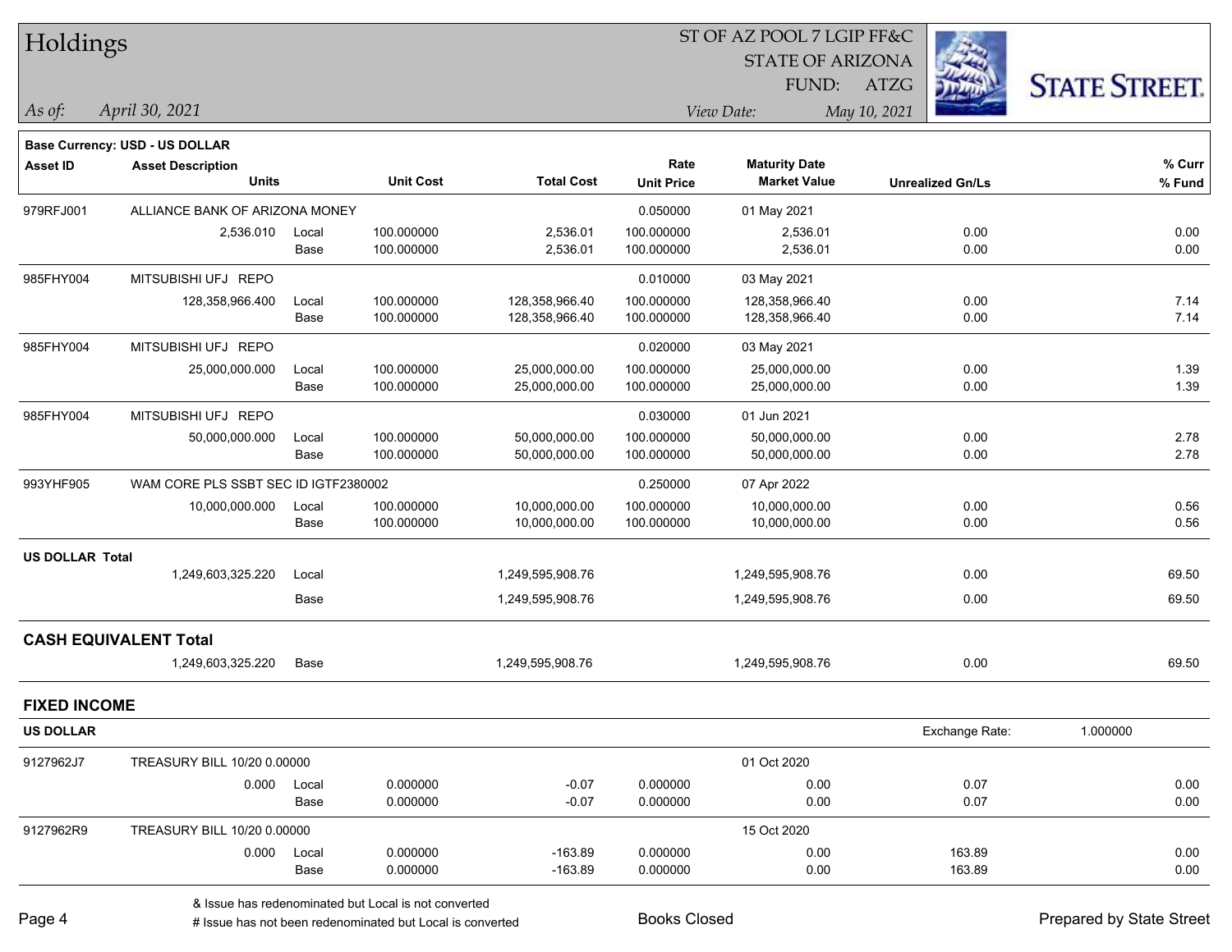# Holdings

ST OF AZ POOL 7 LGIP FF&C
STATE OF ARIZONA
FUND: ATZG

*As of:* *April 30, 2021*

*View Date:* *May 10, 2021*

**Base Currency: USD - US DOLLAR**

| Asset ID | Asset Description / Units | | Unit Cost | Total Cost | Rate / Unit Price | Maturity Date / Market Value | Unrealized Gn/Ls | % Curr / % Fund |
|---|---|---|---|---|---|---|---|---|
| 979RFJ001 | ALLIANCE BANK OF ARIZONA MONEY | | | | 0.050000 | 01 May 2021 | | |
| | 2,536.010 | Local | 100.000000 | 2,536.01 | 100.000000 | 2,536.01 | 0.00 | 0.00 |
| | | Base | 100.000000 | 2,536.01 | 100.000000 | 2,536.01 | 0.00 | 0.00 |
| 985FHY004 | MITSUBISHI UFJ REPO | | | | 0.010000 | 03 May 2021 | | |
| | 128,358,966.400 | Local | 100.000000 | 128,358,966.40 | 100.000000 | 128,358,966.40 | 0.00 | 7.14 |
| | | Base | 100.000000 | 128,358,966.40 | 100.000000 | 128,358,966.40 | 0.00 | 7.14 |
| 985FHY004 | MITSUBISHI UFJ REPO | | | | 0.020000 | 03 May 2021 | | |
| | 25,000,000.000 | Local | 100.000000 | 25,000,000.00 | 100.000000 | 25,000,000.00 | 0.00 | 1.39 |
| | | Base | 100.000000 | 25,000,000.00 | 100.000000 | 25,000,000.00 | 0.00 | 1.39 |
| 985FHY004 | MITSUBISHI UFJ REPO | | | | 0.030000 | 01 Jun 2021 | | |
| | 50,000,000.000 | Local | 100.000000 | 50,000,000.00 | 100.000000 | 50,000,000.00 | 0.00 | 2.78 |
| | | Base | 100.000000 | 50,000,000.00 | 100.000000 | 50,000,000.00 | 0.00 | 2.78 |
| 993YHF905 | WAM CORE PLS SSBT SEC ID IGTF2380002 | | | | 0.250000 | 07 Apr 2022 | | |
| | 10,000,000.000 | Local | 100.000000 | 10,000,000.00 | 100.000000 | 10,000,000.00 | 0.00 | 0.56 |
| | | Base | 100.000000 | 10,000,000.00 | 100.000000 | 10,000,000.00 | 0.00 | 0.56 |
| **US DOLLAR Total** | | | | | | | | |
| | 1,249,603,325.220 | Local | | 1,249,595,908.76 | | 1,249,595,908.76 | 0.00 | 69.50 |
| | | Base | | 1,249,595,908.76 | | 1,249,595,908.76 | 0.00 | 69.50 |
| **CASH EQUIVALENT Total** | | | | | | | | |
| | 1,249,603,325.220 | Base | | 1,249,595,908.76 | | 1,249,595,908.76 | 0.00 | 69.50 |

## FIXED INCOME

**US DOLLAR** — Exchange Rate: 1.000000

| Asset ID | Asset Description / Units | | Unit Cost | Total Cost | Rate / Unit Price | Maturity Date / Market Value | Unrealized Gn/Ls | % Curr / % Fund |
|---|---|---|---|---|---|---|---|---|
| 9127962J7 | TREASURY BILL 10/20 0.00000 | | | | | 01 Oct 2020 | | |
| | 0.000 | Local | 0.000000 | -0.07 | 0.000000 | 0.00 | 0.07 | 0.00 |
| | | Base | 0.000000 | -0.07 | 0.000000 | 0.00 | 0.07 | 0.00 |
| 9127962R9 | TREASURY BILL 10/20 0.00000 | | | | | 15 Oct 2020 | | |
| | 0.000 | Local | 0.000000 | -163.89 | 0.000000 | 0.00 | 163.89 | 0.00 |
| | | Base | 0.000000 | -163.89 | 0.000000 | 0.00 | 163.89 | 0.00 |

& Issue has redenominated but Local is not converted
# Issue has not been redenominated but Local is converted

Books Closed

Prepared by State Street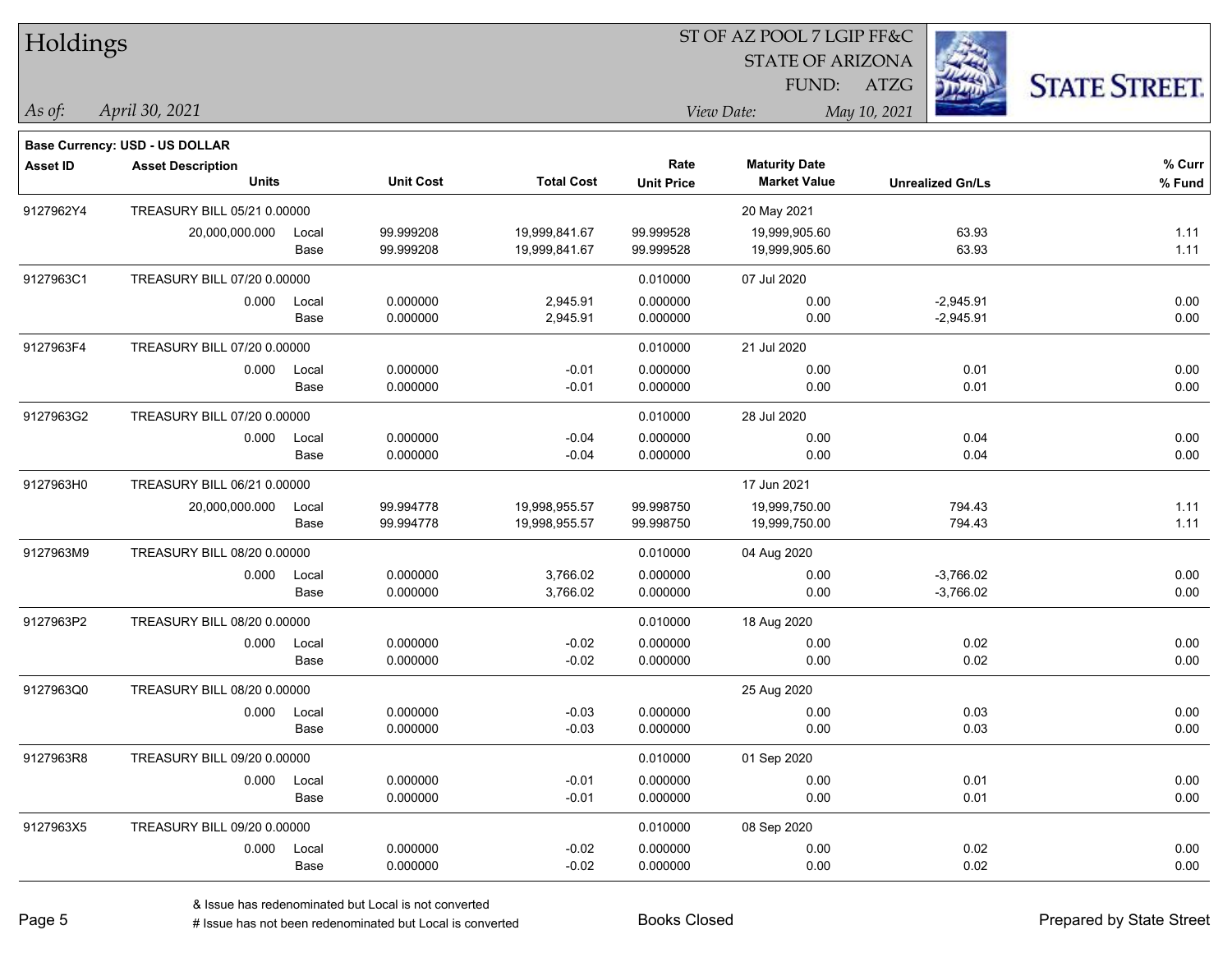# Holdings

ST OF AZ POOL 7 LGIP FF&C
STATE OF ARIZONA
FUND: ATZG

*As of:* *April 30, 2021*

*View Date:* *May 10, 2021*

**Base Currency: USD - US DOLLAR**

| Asset ID | Asset Description / Units | | Unit Cost | Total Cost | Rate / Unit Price | Maturity Date / Market Value | Unrealized Gn/Ls | % Curr / % Fund |
|---|---|---|---|---|---|---|---|---|
| 9127962Y4 | TREASURY BILL 05/21 0.00000 | | | | | 20 May 2021 | | |
| | 20,000,000.000 | Local | 99.999208 | 19,999,841.67 | 99.999528 | 19,999,905.60 | 63.93 | 1.11 |
| | | Base | 99.999208 | 19,999,841.67 | 99.999528 | 19,999,905.60 | 63.93 | 1.11 |
| 9127963C1 | TREASURY BILL 07/20 0.00000 | | | | 0.010000 | 07 Jul 2020 | | |
| | 0.000 | Local | 0.000000 | 2,945.91 | 0.000000 | 0.00 | -2,945.91 | 0.00 |
| | | Base | 0.000000 | 2,945.91 | 0.000000 | 0.00 | -2,945.91 | 0.00 |
| 9127963F4 | TREASURY BILL 07/20 0.00000 | | | | 0.010000 | 21 Jul 2020 | | |
| | 0.000 | Local | 0.000000 | -0.01 | 0.000000 | 0.00 | 0.01 | 0.00 |
| | | Base | 0.000000 | -0.01 | 0.000000 | 0.00 | 0.01 | 0.00 |
| 9127963G2 | TREASURY BILL 07/20 0.00000 | | | | 0.010000 | 28 Jul 2020 | | |
| | 0.000 | Local | 0.000000 | -0.04 | 0.000000 | 0.00 | 0.04 | 0.00 |
| | | Base | 0.000000 | -0.04 | 0.000000 | 0.00 | 0.04 | 0.00 |
| 9127963H0 | TREASURY BILL 06/21 0.00000 | | | | | 17 Jun 2021 | | |
| | 20,000,000.000 | Local | 99.994778 | 19,998,955.57 | 99.998750 | 19,999,750.00 | 794.43 | 1.11 |
| | | Base | 99.994778 | 19,998,955.57 | 99.998750 | 19,999,750.00 | 794.43 | 1.11 |
| 9127963M9 | TREASURY BILL 08/20 0.00000 | | | | 0.010000 | 04 Aug 2020 | | |
| | 0.000 | Local | 0.000000 | 3,766.02 | 0.000000 | 0.00 | -3,766.02 | 0.00 |
| | | Base | 0.000000 | 3,766.02 | 0.000000 | 0.00 | -3,766.02 | 0.00 |
| 9127963P2 | TREASURY BILL 08/20 0.00000 | | | | 0.010000 | 18 Aug 2020 | | |
| | 0.000 | Local | 0.000000 | -0.02 | 0.000000 | 0.00 | 0.02 | 0.00 |
| | | Base | 0.000000 | -0.02 | 0.000000 | 0.00 | 0.02 | 0.00 |
| 9127963Q0 | TREASURY BILL 08/20 0.00000 | | | | | 25 Aug 2020 | | |
| | 0.000 | Local | 0.000000 | -0.03 | 0.000000 | 0.00 | 0.03 | 0.00 |
| | | Base | 0.000000 | -0.03 | 0.000000 | 0.00 | 0.03 | 0.00 |
| 9127963R8 | TREASURY BILL 09/20 0.00000 | | | | 0.010000 | 01 Sep 2020 | | |
| | 0.000 | Local | 0.000000 | -0.01 | 0.000000 | 0.00 | 0.01 | 0.00 |
| | | Base | 0.000000 | -0.01 | 0.000000 | 0.00 | 0.01 | 0.00 |
| 9127963X5 | TREASURY BILL 09/20 0.00000 | | | | 0.010000 | 08 Sep 2020 | | |
| | 0.000 | Local | 0.000000 | -0.02 | 0.000000 | 0.00 | 0.02 | 0.00 |
| | | Base | 0.000000 | -0.02 | 0.000000 | 0.00 | 0.02 | 0.00 |

& Issue has redenominated but Local is not converted
# Issue has not been redenominated but Local is converted

Books Closed

Prepared by State Street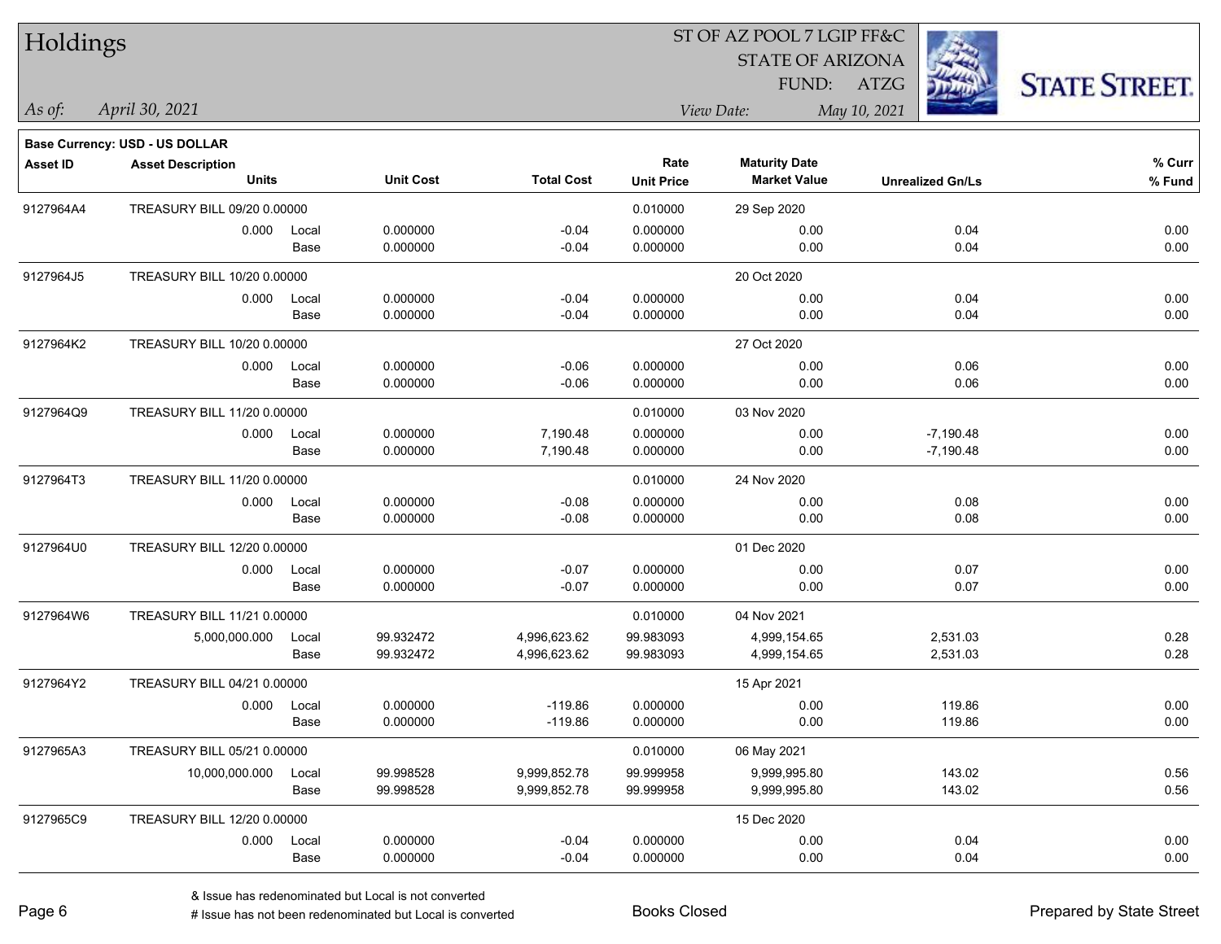# Holdings

ST OF AZ POOL 7 LGIP FF&C
STATE OF ARIZONA
FUND: ATZG

*As of:* *April 30, 2021*

*View Date:* *May 10, 2021*

**Base Currency: USD - US DOLLAR**

| Asset ID | Asset Description / Units | | Unit Cost | Total Cost | Rate / Unit Price | Maturity Date / Market Value | Unrealized Gn/Ls | % Curr / % Fund |
|---|---|---|---|---|---|---|---|---|
| 9127964A4 | TREASURY BILL 09/20 0.00000 | | | | 0.010000 | 29 Sep 2020 | | |
| | 0.000 | Local | 0.000000 | -0.04 | 0.000000 | 0.00 | 0.04 | 0.00 |
| | | Base | 0.000000 | -0.04 | 0.000000 | 0.00 | 0.04 | 0.00 |
| 9127964J5 | TREASURY BILL 10/20 0.00000 | | | | | 20 Oct 2020 | | |
| | 0.000 | Local | 0.000000 | -0.04 | 0.000000 | 0.00 | 0.04 | 0.00 |
| | | Base | 0.000000 | -0.04 | 0.000000 | 0.00 | 0.04 | 0.00 |
| 9127964K2 | TREASURY BILL 10/20 0.00000 | | | | | 27 Oct 2020 | | |
| | 0.000 | Local | 0.000000 | -0.06 | 0.000000 | 0.00 | 0.06 | 0.00 |
| | | Base | 0.000000 | -0.06 | 0.000000 | 0.00 | 0.06 | 0.00 |
| 9127964Q9 | TREASURY BILL 11/20 0.00000 | | | | 0.010000 | 03 Nov 2020 | | |
| | 0.000 | Local | 0.000000 | 7,190.48 | 0.000000 | 0.00 | -7,190.48 | 0.00 |
| | | Base | 0.000000 | 7,190.48 | 0.000000 | 0.00 | -7,190.48 | 0.00 |
| 9127964T3 | TREASURY BILL 11/20 0.00000 | | | | 0.010000 | 24 Nov 2020 | | |
| | 0.000 | Local | 0.000000 | -0.08 | 0.000000 | 0.00 | 0.08 | 0.00 |
| | | Base | 0.000000 | -0.08 | 0.000000 | 0.00 | 0.08 | 0.00 |
| 9127964U0 | TREASURY BILL 12/20 0.00000 | | | | | 01 Dec 2020 | | |
| | 0.000 | Local | 0.000000 | -0.07 | 0.000000 | 0.00 | 0.07 | 0.00 |
| | | Base | 0.000000 | -0.07 | 0.000000 | 0.00 | 0.07 | 0.00 |
| 9127964W6 | TREASURY BILL 11/21 0.00000 | | | | 0.010000 | 04 Nov 2021 | | |
| | 5,000,000.000 | Local | 99.932472 | 4,996,623.62 | 99.983093 | 4,999,154.65 | 2,531.03 | 0.28 |
| | | Base | 99.932472 | 4,996,623.62 | 99.983093 | 4,999,154.65 | 2,531.03 | 0.28 |
| 9127964Y2 | TREASURY BILL 04/21 0.00000 | | | | | 15 Apr 2021 | | |
| | 0.000 | Local | 0.000000 | -119.86 | 0.000000 | 0.00 | 119.86 | 0.00 |
| | | Base | 0.000000 | -119.86 | 0.000000 | 0.00 | 119.86 | 0.00 |
| 9127965A3 | TREASURY BILL 05/21 0.00000 | | | | 0.010000 | 06 May 2021 | | |
| | 10,000,000.000 | Local | 99.998528 | 9,999,852.78 | 99.999958 | 9,999,995.80 | 143.02 | 0.56 |
| | | Base | 99.998528 | 9,999,852.78 | 99.999958 | 9,999,995.80 | 143.02 | 0.56 |
| 9127965C9 | TREASURY BILL 12/20 0.00000 | | | | | 15 Dec 2020 | | |
| | 0.000 | Local | 0.000000 | -0.04 | 0.000000 | 0.00 | 0.04 | 0.00 |
| | | Base | 0.000000 | -0.04 | 0.000000 | 0.00 | 0.04 | 0.00 |

& Issue has redenominated but Local is not converted
# Issue has not been redenominated but Local is converted

Books Closed

Prepared by State Street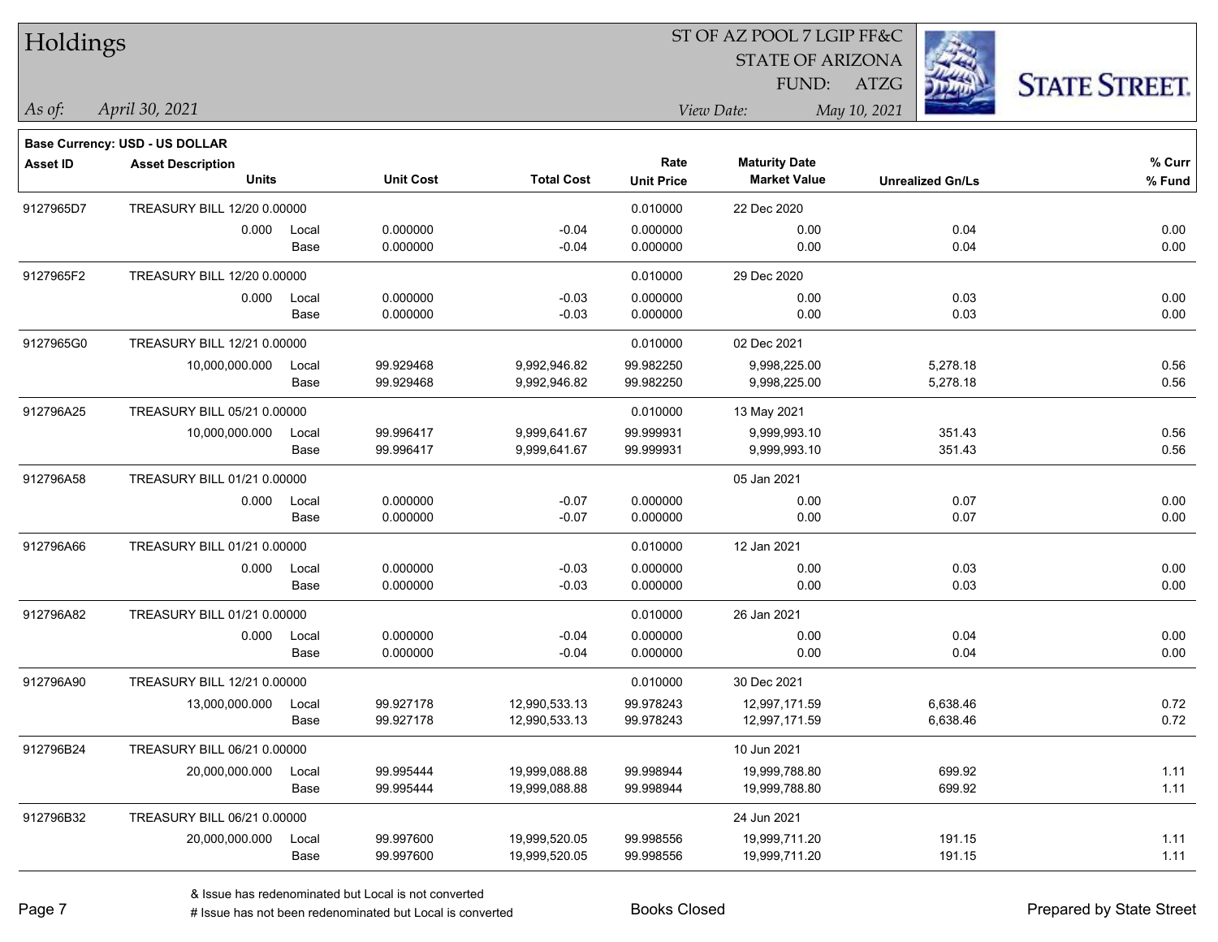# Holdings

ST OF AZ POOL 7 LGIP FF&C
STATE OF ARIZONA
FUND: ATZG

*As of:* *April 30, 2021*

*View Date:* *May 10, 2021*

**Base Currency: USD - US DOLLAR**

| Asset ID | Asset Description / Units | | Unit Cost | Total Cost | Rate / Unit Price | Maturity Date / Market Value | Unrealized Gn/Ls | % Curr / % Fund |
|---|---|---|---|---|---|---|---|---|
| 9127965D7 | TREASURY BILL 12/20 0.00000 | | | | 0.010000 | 22 Dec 2020 | | |
| | 0.000 | Local | 0.000000 | -0.04 | 0.000000 | 0.00 | 0.04 | 0.00 |
| | | Base | 0.000000 | -0.04 | 0.000000 | 0.00 | 0.04 | 0.00 |
| 9127965F2 | TREASURY BILL 12/20 0.00000 | | | | 0.010000 | 29 Dec 2020 | | |
| | 0.000 | Local | 0.000000 | -0.03 | 0.000000 | 0.00 | 0.03 | 0.00 |
| | | Base | 0.000000 | -0.03 | 0.000000 | 0.00 | 0.03 | 0.00 |
| 9127965G0 | TREASURY BILL 12/21 0.00000 | | | | 0.010000 | 02 Dec 2021 | | |
| | 10,000,000.000 | Local | 99.929468 | 9,992,946.82 | 99.982250 | 9,998,225.00 | 5,278.18 | 0.56 |
| | | Base | 99.929468 | 9,992,946.82 | 99.982250 | 9,998,225.00 | 5,278.18 | 0.56 |
| 912796A25 | TREASURY BILL 05/21 0.00000 | | | | 0.010000 | 13 May 2021 | | |
| | 10,000,000.000 | Local | 99.996417 | 9,999,641.67 | 99.999931 | 9,999,993.10 | 351.43 | 0.56 |
| | | Base | 99.996417 | 9,999,641.67 | 99.999931 | 9,999,993.10 | 351.43 | 0.56 |
| 912796A58 | TREASURY BILL 01/21 0.00000 | | | | | 05 Jan 2021 | | |
| | 0.000 | Local | 0.000000 | -0.07 | 0.000000 | 0.00 | 0.07 | 0.00 |
| | | Base | 0.000000 | -0.07 | 0.000000 | 0.00 | 0.07 | 0.00 |
| 912796A66 | TREASURY BILL 01/21 0.00000 | | | | 0.010000 | 12 Jan 2021 | | |
| | 0.000 | Local | 0.000000 | -0.03 | 0.000000 | 0.00 | 0.03 | 0.00 |
| | | Base | 0.000000 | -0.03 | 0.000000 | 0.00 | 0.03 | 0.00 |
| 912796A82 | TREASURY BILL 01/21 0.00000 | | | | 0.010000 | 26 Jan 2021 | | |
| | 0.000 | Local | 0.000000 | -0.04 | 0.000000 | 0.00 | 0.04 | 0.00 |
| | | Base | 0.000000 | -0.04 | 0.000000 | 0.00 | 0.04 | 0.00 |
| 912796A90 | TREASURY BILL 12/21 0.00000 | | | | 0.010000 | 30 Dec 2021 | | |
| | 13,000,000.000 | Local | 99.927178 | 12,990,533.13 | 99.978243 | 12,997,171.59 | 6,638.46 | 0.72 |
| | | Base | 99.927178 | 12,990,533.13 | 99.978243 | 12,997,171.59 | 6,638.46 | 0.72 |
| 912796B24 | TREASURY BILL 06/21 0.00000 | | | | | 10 Jun 2021 | | |
| | 20,000,000.000 | Local | 99.995444 | 19,999,088.88 | 99.998944 | 19,999,788.80 | 699.92 | 1.11 |
| | | Base | 99.995444 | 19,999,088.88 | 99.998944 | 19,999,788.80 | 699.92 | 1.11 |
| 912796B32 | TREASURY BILL 06/21 0.00000 | | | | | 24 Jun 2021 | | |
| | 20,000,000.000 | Local | 99.997600 | 19,999,520.05 | 99.998556 | 19,999,711.20 | 191.15 | 1.11 |
| | | Base | 99.997600 | 19,999,520.05 | 99.998556 | 19,999,711.20 | 191.15 | 1.11 |

& Issue has redenominated but Local is not converted
# Issue has not been redenominated but Local is converted

Books Closed

Prepared by State Street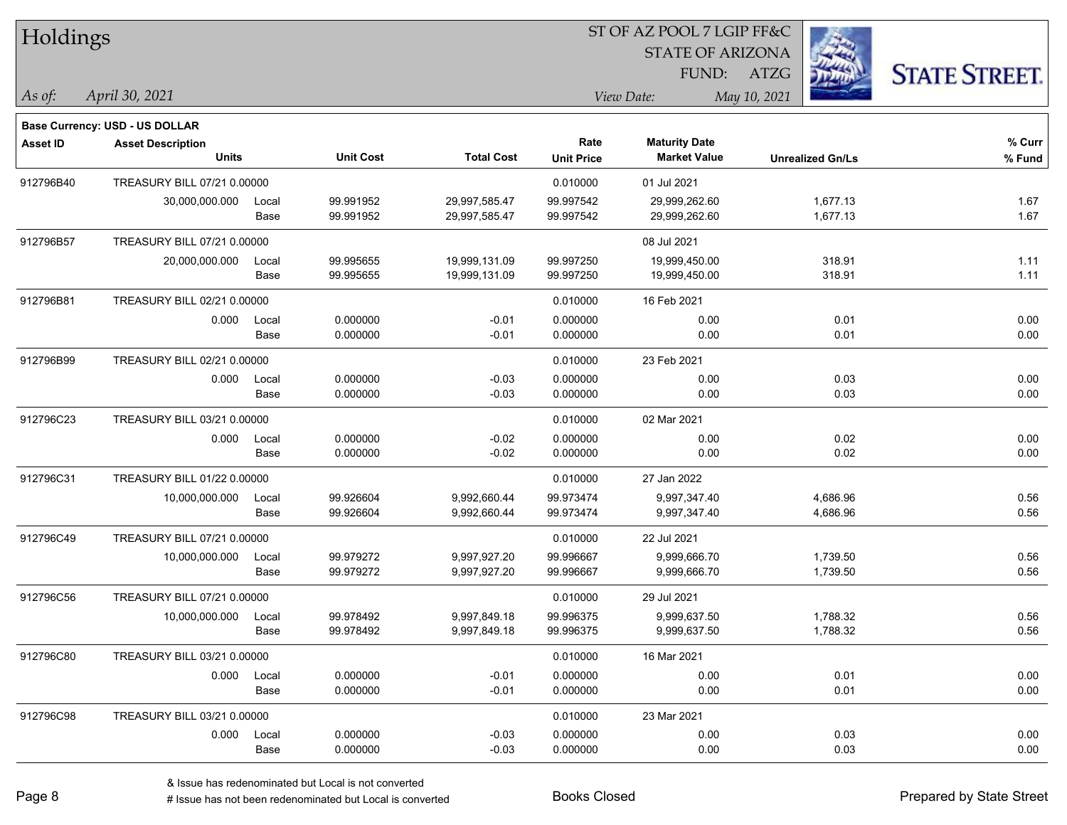# Holdings

ST OF AZ POOL 7 LGIP FF&C
STATE OF ARIZONA
FUND: ATZG

*As of:* *April 30, 2021*
*View Date:* *May 10, 2021*

**Base Currency: USD - US DOLLAR**

| Asset ID | Asset Description / Units | | Unit Cost | Total Cost | Rate / Unit Price | Maturity Date / Market Value | Unrealized Gn/Ls | % Curr / % Fund |
|---|---|---|---|---|---|---|---|---|
| 912796B40 | TREASURY BILL 07/21 0.00000 | | | | 0.010000 | 01 Jul 2021 | | |
| | 30,000,000.000 | Local | 99.991952 | 29,997,585.47 | 99.997542 | 29,999,262.60 | 1,677.13 | 1.67 |
| | | Base | 99.991952 | 29,997,585.47 | 99.997542 | 29,999,262.60 | 1,677.13 | 1.67 |
| 912796B57 | TREASURY BILL 07/21 0.00000 | | | | | 08 Jul 2021 | | |
| | 20,000,000.000 | Local | 99.995655 | 19,999,131.09 | 99.997250 | 19,999,450.00 | 318.91 | 1.11 |
| | | Base | 99.995655 | 19,999,131.09 | 99.997250 | 19,999,450.00 | 318.91 | 1.11 |
| 912796B81 | TREASURY BILL 02/21 0.00000 | | | | 0.010000 | 16 Feb 2021 | | |
| | 0.000 | Local | 0.000000 | -0.01 | 0.000000 | 0.00 | 0.01 | 0.00 |
| | | Base | 0.000000 | -0.01 | 0.000000 | 0.00 | 0.01 | 0.00 |
| 912796B99 | TREASURY BILL 02/21 0.00000 | | | | 0.010000 | 23 Feb 2021 | | |
| | 0.000 | Local | 0.000000 | -0.03 | 0.000000 | 0.00 | 0.03 | 0.00 |
| | | Base | 0.000000 | -0.03 | 0.000000 | 0.00 | 0.03 | 0.00 |
| 912796C23 | TREASURY BILL 03/21 0.00000 | | | | 0.010000 | 02 Mar 2021 | | |
| | 0.000 | Local | 0.000000 | -0.02 | 0.000000 | 0.00 | 0.02 | 0.00 |
| | | Base | 0.000000 | -0.02 | 0.000000 | 0.00 | 0.02 | 0.00 |
| 912796C31 | TREASURY BILL 01/22 0.00000 | | | | 0.010000 | 27 Jan 2022 | | |
| | 10,000,000.000 | Local | 99.926604 | 9,992,660.44 | 99.973474 | 9,997,347.40 | 4,686.96 | 0.56 |
| | | Base | 99.926604 | 9,992,660.44 | 99.973474 | 9,997,347.40 | 4,686.96 | 0.56 |
| 912796C49 | TREASURY BILL 07/21 0.00000 | | | | 0.010000 | 22 Jul 2021 | | |
| | 10,000,000.000 | Local | 99.979272 | 9,997,927.20 | 99.996667 | 9,999,666.70 | 1,739.50 | 0.56 |
| | | Base | 99.979272 | 9,997,927.20 | 99.996667 | 9,999,666.70 | 1,739.50 | 0.56 |
| 912796C56 | TREASURY BILL 07/21 0.00000 | | | | 0.010000 | 29 Jul 2021 | | |
| | 10,000,000.000 | Local | 99.978492 | 9,997,849.18 | 99.996375 | 9,999,637.50 | 1,788.32 | 0.56 |
| | | Base | 99.978492 | 9,997,849.18 | 99.996375 | 9,999,637.50 | 1,788.32 | 0.56 |
| 912796C80 | TREASURY BILL 03/21 0.00000 | | | | 0.010000 | 16 Mar 2021 | | |
| | 0.000 | Local | 0.000000 | -0.01 | 0.000000 | 0.00 | 0.01 | 0.00 |
| | | Base | 0.000000 | -0.01 | 0.000000 | 0.00 | 0.01 | 0.00 |
| 912796C98 | TREASURY BILL 03/21 0.00000 | | | | 0.010000 | 23 Mar 2021 | | |
| | 0.000 | Local | 0.000000 | -0.03 | 0.000000 | 0.00 | 0.03 | 0.00 |
| | | Base | 0.000000 | -0.03 | 0.000000 | 0.00 | 0.03 | 0.00 |

& Issue has redenominated but Local is not converted
# Issue has not been redenominated but Local is converted

Books Closed

Prepared by State Street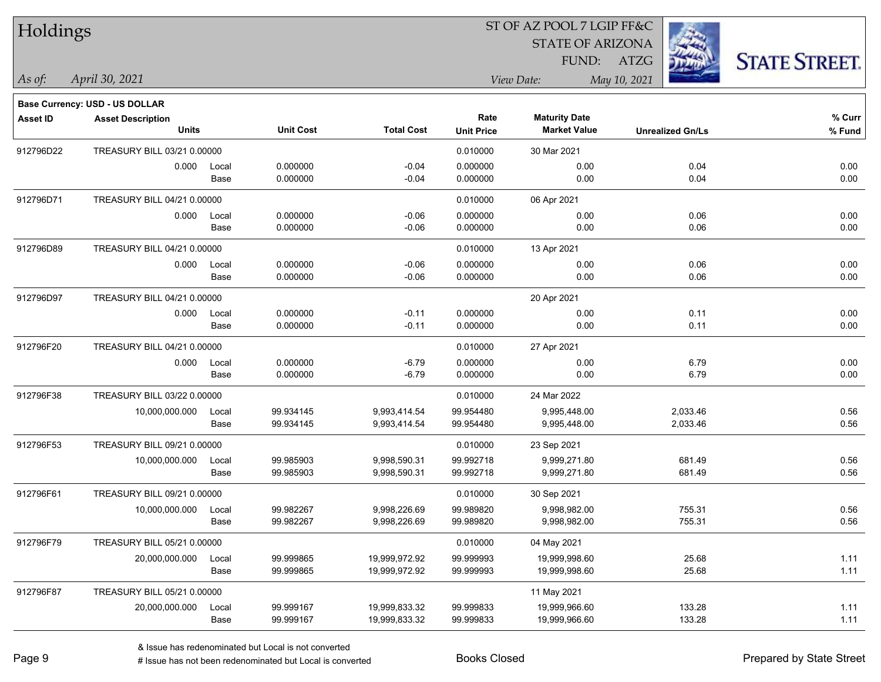# Holdings

ST OF AZ POOL 7 LGIP FF&C
STATE OF ARIZONA
FUND: ATZG

*As of:* *April 30, 2021*

*View Date:* *May 10, 2021*

**Base Currency: USD - US DOLLAR**

| Asset ID | Asset Description Units | | Unit Cost | Total Cost | Rate Unit Price | Maturity Date Market Value | Unrealized Gn/Ls | % Curr % Fund |
|---|---|---|---|---|---|---|---|---|
| 912796D22 | TREASURY BILL 03/21 0.00000 | | | | 0.010000 | 30 Mar 2021 | | |
| | 0.000 | Local | 0.000000 | -0.04 | 0.000000 | 0.00 | 0.04 | 0.00 |
| | | Base | 0.000000 | -0.04 | 0.000000 | 0.00 | 0.04 | 0.00 |
| 912796D71 | TREASURY BILL 04/21 0.00000 | | | | 0.010000 | 06 Apr 2021 | | |
| | 0.000 | Local | 0.000000 | -0.06 | 0.000000 | 0.00 | 0.06 | 0.00 |
| | | Base | 0.000000 | -0.06 | 0.000000 | 0.00 | 0.06 | 0.00 |
| 912796D89 | TREASURY BILL 04/21 0.00000 | | | | 0.010000 | 13 Apr 2021 | | |
| | 0.000 | Local | 0.000000 | -0.06 | 0.000000 | 0.00 | 0.06 | 0.00 |
| | | Base | 0.000000 | -0.06 | 0.000000 | 0.00 | 0.06 | 0.00 |
| 912796D97 | TREASURY BILL 04/21 0.00000 | | | | | 20 Apr 2021 | | |
| | 0.000 | Local | 0.000000 | -0.11 | 0.000000 | 0.00 | 0.11 | 0.00 |
| | | Base | 0.000000 | -0.11 | 0.000000 | 0.00 | 0.11 | 0.00 |
| 912796F20 | TREASURY BILL 04/21 0.00000 | | | | 0.010000 | 27 Apr 2021 | | |
| | 0.000 | Local | 0.000000 | -6.79 | 0.000000 | 0.00 | 6.79 | 0.00 |
| | | Base | 0.000000 | -6.79 | 0.000000 | 0.00 | 6.79 | 0.00 |
| 912796F38 | TREASURY BILL 03/22 0.00000 | | | | 0.010000 | 24 Mar 2022 | | |
| | 10,000,000.000 | Local | 99.934145 | 9,993,414.54 | 99.954480 | 9,995,448.00 | 2,033.46 | 0.56 |
| | | Base | 99.934145 | 9,993,414.54 | 99.954480 | 9,995,448.00 | 2,033.46 | 0.56 |
| 912796F53 | TREASURY BILL 09/21 0.00000 | | | | 0.010000 | 23 Sep 2021 | | |
| | 10,000,000.000 | Local | 99.985903 | 9,998,590.31 | 99.992718 | 9,999,271.80 | 681.49 | 0.56 |
| | | Base | 99.985903 | 9,998,590.31 | 99.992718 | 9,999,271.80 | 681.49 | 0.56 |
| 912796F61 | TREASURY BILL 09/21 0.00000 | | | | 0.010000 | 30 Sep 2021 | | |
| | 10,000,000.000 | Local | 99.982267 | 9,998,226.69 | 99.989820 | 9,998,982.00 | 755.31 | 0.56 |
| | | Base | 99.982267 | 9,998,226.69 | 99.989820 | 9,998,982.00 | 755.31 | 0.56 |
| 912796F79 | TREASURY BILL 05/21 0.00000 | | | | 0.010000 | 04 May 2021 | | |
| | 20,000,000.000 | Local | 99.999865 | 19,999,972.92 | 99.999993 | 19,999,998.60 | 25.68 | 1.11 |
| | | Base | 99.999865 | 19,999,972.92 | 99.999993 | 19,999,998.60 | 25.68 | 1.11 |
| 912796F87 | TREASURY BILL 05/21 0.00000 | | | | | 11 May 2021 | | |
| | 20,000,000.000 | Local | 99.999167 | 19,999,833.32 | 99.999833 | 19,999,966.60 | 133.28 | 1.11 |
| | | Base | 99.999167 | 19,999,833.32 | 99.999833 | 19,999,966.60 | 133.28 | 1.11 |

& Issue has redenominated but Local is not converted
# Issue has not been redenominated but Local is converted

Books Closed

Prepared by State Street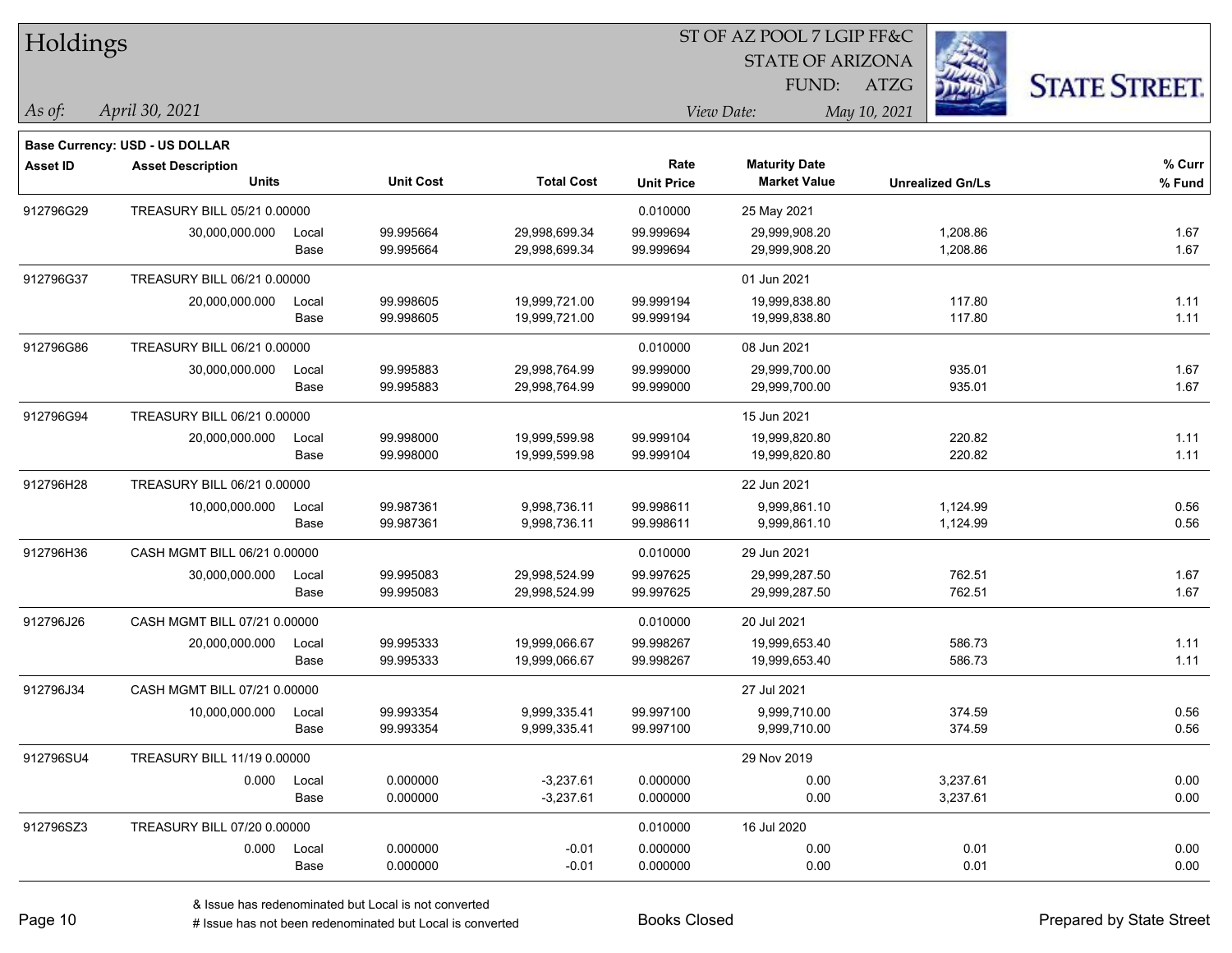# Holdings

ST OF AZ POOL 7 LGIP FF&C
STATE OF ARIZONA
FUND: ATZG

*As of:* *April 30, 2021*
*View Date:* *May 10, 2021*

**Base Currency: USD - US DOLLAR**

| Asset ID | Asset Description / Units | | Unit Cost | Total Cost | Rate / Unit Price | Maturity Date / Market Value | Unrealized Gn/Ls | % Curr / % Fund |
|---|---|---|---|---|---|---|---|---|
| 912796G29 | TREASURY BILL 05/21 0.00000 | | | | 0.010000 | 25 May 2021 | | |
| | 30,000,000.000 | Local | 99.995664 | 29,998,699.34 | 99.999694 | 29,999,908.20 | 1,208.86 | 1.67 |
| | | Base | 99.995664 | 29,998,699.34 | 99.999694 | 29,999,908.20 | 1,208.86 | 1.67 |
| 912796G37 | TREASURY BILL 06/21 0.00000 | | | | | 01 Jun 2021 | | |
| | 20,000,000.000 | Local | 99.998605 | 19,999,721.00 | 99.999194 | 19,999,838.80 | 117.80 | 1.11 |
| | | Base | 99.998605 | 19,999,721.00 | 99.999194 | 19,999,838.80 | 117.80 | 1.11 |
| 912796G86 | TREASURY BILL 06/21 0.00000 | | | | 0.010000 | 08 Jun 2021 | | |
| | 30,000,000.000 | Local | 99.995883 | 29,998,764.99 | 99.999000 | 29,999,700.00 | 935.01 | 1.67 |
| | | Base | 99.995883 | 29,998,764.99 | 99.999000 | 29,999,700.00 | 935.01 | 1.67 |
| 912796G94 | TREASURY BILL 06/21 0.00000 | | | | | 15 Jun 2021 | | |
| | 20,000,000.000 | Local | 99.998000 | 19,999,599.98 | 99.999104 | 19,999,820.80 | 220.82 | 1.11 |
| | | Base | 99.998000 | 19,999,599.98 | 99.999104 | 19,999,820.80 | 220.82 | 1.11 |
| 912796H28 | TREASURY BILL 06/21 0.00000 | | | | | 22 Jun 2021 | | |
| | 10,000,000.000 | Local | 99.987361 | 9,998,736.11 | 99.998611 | 9,999,861.10 | 1,124.99 | 0.56 |
| | | Base | 99.987361 | 9,998,736.11 | 99.998611 | 9,999,861.10 | 1,124.99 | 0.56 |
| 912796H36 | CASH MGMT BILL 06/21 0.00000 | | | | 0.010000 | 29 Jun 2021 | | |
| | 30,000,000.000 | Local | 99.995083 | 29,998,524.99 | 99.997625 | 29,999,287.50 | 762.51 | 1.67 |
| | | Base | 99.995083 | 29,998,524.99 | 99.997625 | 29,999,287.50 | 762.51 | 1.67 |
| 912796J26 | CASH MGMT BILL 07/21 0.00000 | | | | 0.010000 | 20 Jul 2021 | | |
| | 20,000,000.000 | Local | 99.995333 | 19,999,066.67 | 99.998267 | 19,999,653.40 | 586.73 | 1.11 |
| | | Base | 99.995333 | 19,999,066.67 | 99.998267 | 19,999,653.40 | 586.73 | 1.11 |
| 912796J34 | CASH MGMT BILL 07/21 0.00000 | | | | | 27 Jul 2021 | | |
| | 10,000,000.000 | Local | 99.993354 | 9,999,335.41 | 99.997100 | 9,999,710.00 | 374.59 | 0.56 |
| | | Base | 99.993354 | 9,999,335.41 | 99.997100 | 9,999,710.00 | 374.59 | 0.56 |
| 912796SU4 | TREASURY BILL 11/19 0.00000 | | | | | 29 Nov 2019 | | |
| | 0.000 | Local | 0.000000 | -3,237.61 | 0.000000 | 0.00 | 3,237.61 | 0.00 |
| | | Base | 0.000000 | -3,237.61 | 0.000000 | 0.00 | 3,237.61 | 0.00 |
| 912796SZ3 | TREASURY BILL 07/20 0.00000 | | | | 0.010000 | 16 Jul 2020 | | |
| | 0.000 | Local | 0.000000 | -0.01 | 0.000000 | 0.00 | 0.01 | 0.00 |
| | | Base | 0.000000 | -0.01 | 0.000000 | 0.00 | 0.01 | 0.00 |

& Issue has redenominated but Local is not converted
# Issue has not been redenominated but Local is converted

Books Closed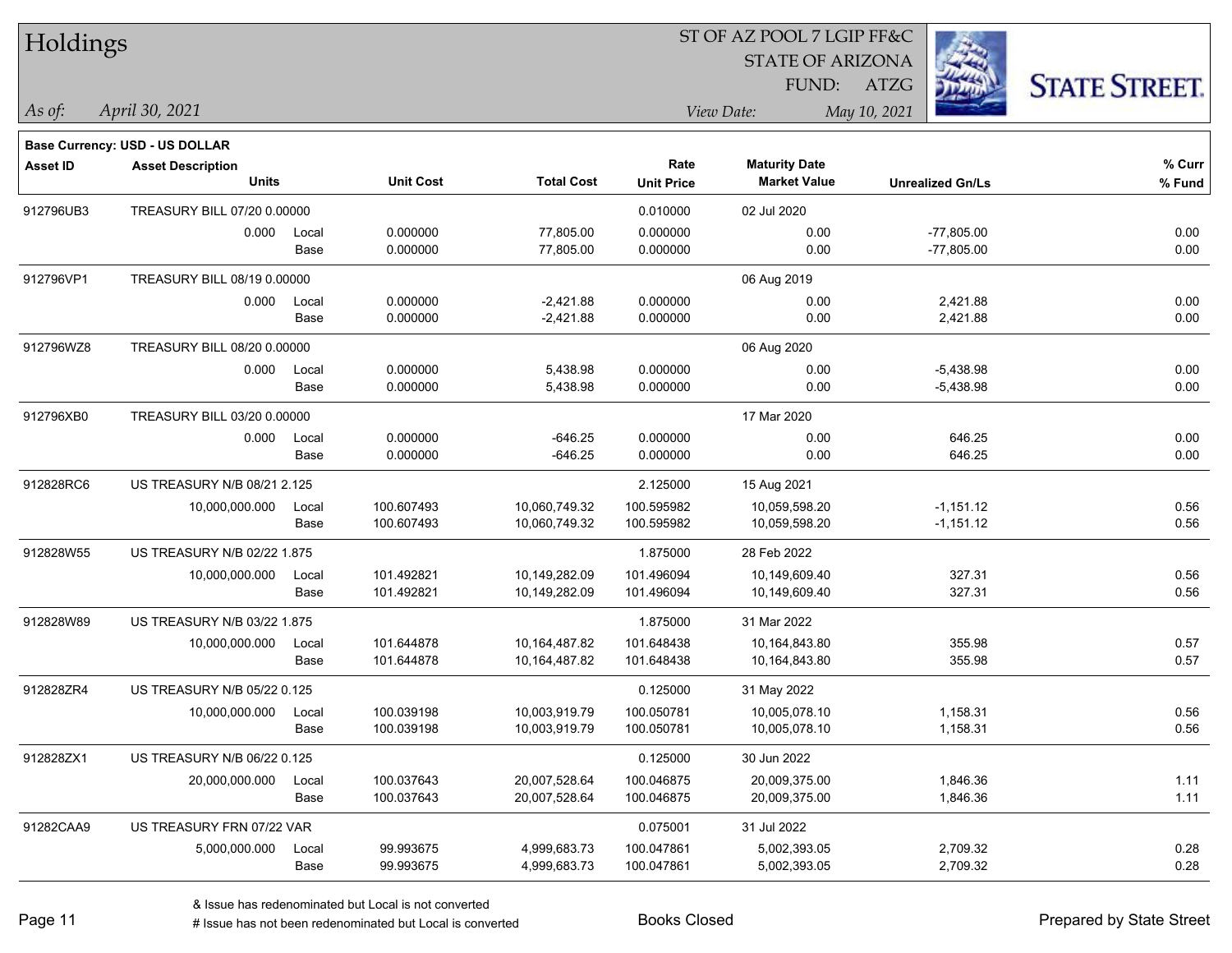# Holdings

ST OF AZ POOL 7 LGIP FF&C
STATE OF ARIZONA
FUND: ATZG

*As of:* *April 30, 2021*

*View Date:* *May 10, 2021*

**Base Currency: USD - US DOLLAR**

| Asset ID | Asset Description / Units | | Unit Cost | Total Cost | Rate / Unit Price | Maturity Date / Market Value | Unrealized Gn/Ls | % Curr / % Fund |
|---|---|---|---|---|---|---|---|---|
| 912796UB3 | TREASURY BILL 07/20 0.00000 | | | | 0.010000 | 02 Jul 2020 | | |
| | 0.000 | Local | 0.000000 | 77,805.00 | 0.000000 | 0.00 | -77,805.00 | 0.00 |
| | | Base | 0.000000 | 77,805.00 | 0.000000 | 0.00 | -77,805.00 | 0.00 |
| 912796VP1 | TREASURY BILL 08/19 0.00000 | | | | | 06 Aug 2019 | | |
| | 0.000 | Local | 0.000000 | -2,421.88 | 0.000000 | 0.00 | 2,421.88 | 0.00 |
| | | Base | 0.000000 | -2,421.88 | 0.000000 | 0.00 | 2,421.88 | 0.00 |
| 912796WZ8 | TREASURY BILL 08/20 0.00000 | | | | | 06 Aug 2020 | | |
| | 0.000 | Local | 0.000000 | 5,438.98 | 0.000000 | 0.00 | -5,438.98 | 0.00 |
| | | Base | 0.000000 | 5,438.98 | 0.000000 | 0.00 | -5,438.98 | 0.00 |
| 912796XB0 | TREASURY BILL 03/20 0.00000 | | | | | 17 Mar 2020 | | |
| | 0.000 | Local | 0.000000 | -646.25 | 0.000000 | 0.00 | 646.25 | 0.00 |
| | | Base | 0.000000 | -646.25 | 0.000000 | 0.00 | 646.25 | 0.00 |
| 912828RC6 | US TREASURY N/B 08/21 2.125 | | | | 2.125000 | 15 Aug 2021 | | |
| | 10,000,000.000 | Local | 100.607493 | 10,060,749.32 | 100.595982 | 10,059,598.20 | -1,151.12 | 0.56 |
| | | Base | 100.607493 | 10,060,749.32 | 100.595982 | 10,059,598.20 | -1,151.12 | 0.56 |
| 912828W55 | US TREASURY N/B 02/22 1.875 | | | | 1.875000 | 28 Feb 2022 | | |
| | 10,000,000.000 | Local | 101.492821 | 10,149,282.09 | 101.496094 | 10,149,609.40 | 327.31 | 0.56 |
| | | Base | 101.492821 | 10,149,282.09 | 101.496094 | 10,149,609.40 | 327.31 | 0.56 |
| 912828W89 | US TREASURY N/B 03/22 1.875 | | | | 1.875000 | 31 Mar 2022 | | |
| | 10,000,000.000 | Local | 101.644878 | 10,164,487.82 | 101.648438 | 10,164,843.80 | 355.98 | 0.57 |
| | | Base | 101.644878 | 10,164,487.82 | 101.648438 | 10,164,843.80 | 355.98 | 0.57 |
| 912828ZR4 | US TREASURY N/B 05/22 0.125 | | | | 0.125000 | 31 May 2022 | | |
| | 10,000,000.000 | Local | 100.039198 | 10,003,919.79 | 100.050781 | 10,005,078.10 | 1,158.31 | 0.56 |
| | | Base | 100.039198 | 10,003,919.79 | 100.050781 | 10,005,078.10 | 1,158.31 | 0.56 |
| 912828ZX1 | US TREASURY N/B 06/22 0.125 | | | | 0.125000 | 30 Jun 2022 | | |
| | 20,000,000.000 | Local | 100.037643 | 20,007,528.64 | 100.046875 | 20,009,375.00 | 1,846.36 | 1.11 |
| | | Base | 100.037643 | 20,007,528.64 | 100.046875 | 20,009,375.00 | 1,846.36 | 1.11 |
| 91282CAA9 | US TREASURY FRN 07/22 VAR | | | | 0.075001 | 31 Jul 2022 | | |
| | 5,000,000.000 | Local | 99.993675 | 4,999,683.73 | 100.047861 | 5,002,393.05 | 2,709.32 | 0.28 |
| | | Base | 99.993675 | 4,999,683.73 | 100.047861 | 5,002,393.05 | 2,709.32 | 0.28 |

& Issue has redenominated but Local is not converted
# Issue has not been redenominated but Local is converted

Books Closed

Prepared by State Street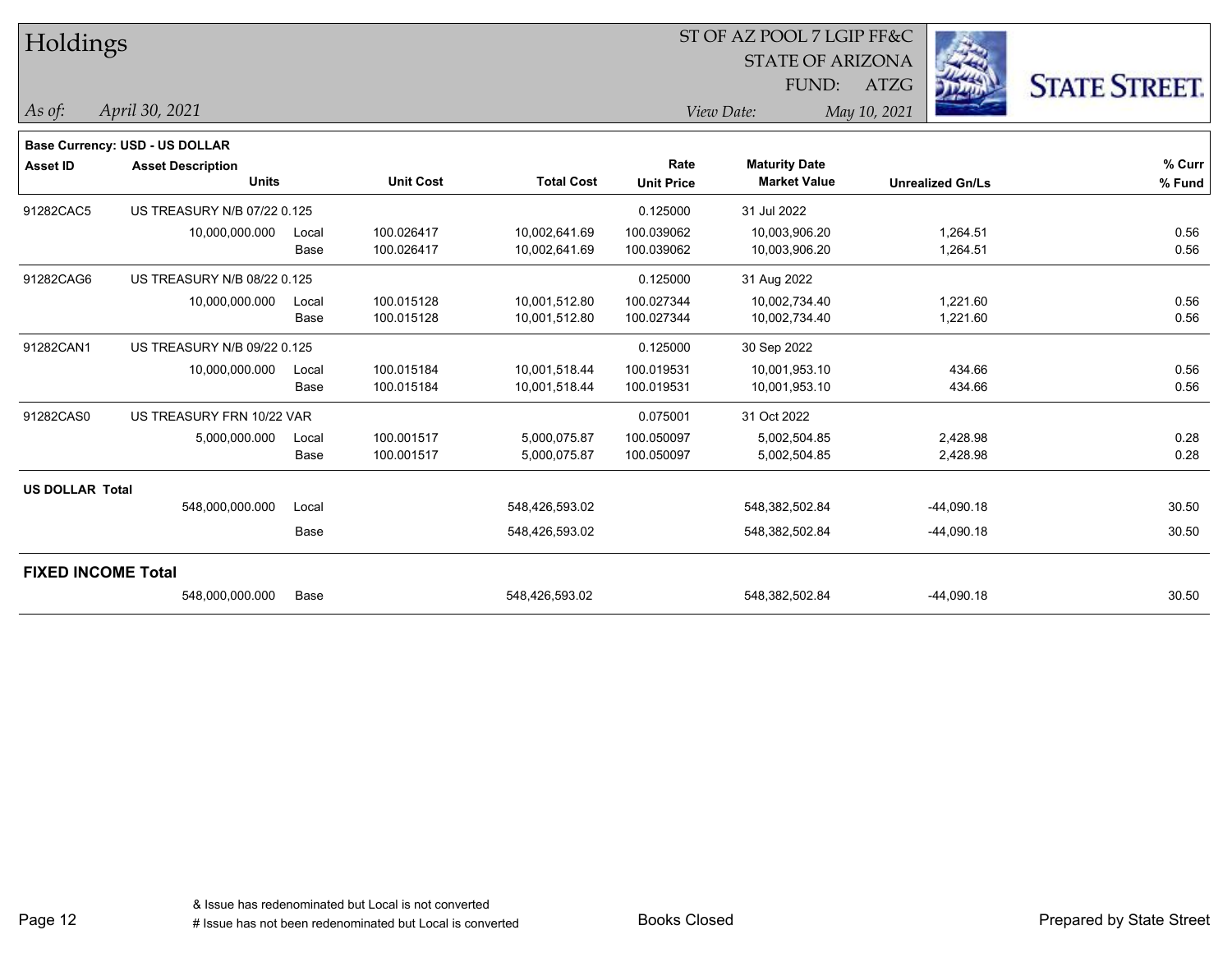# Holdings

ST OF AZ POOL 7 LGIP FF&C
STATE OF ARIZONA
FUND: ATZG

*As of:* *April 30, 2021*
*View Date:* *May 10, 2021*

**Base Currency: USD - US DOLLAR**

| Asset ID | Asset Description / Units | | Unit Cost | Total Cost | Rate / Unit Price | Maturity Date / Market Value | Unrealized Gn/Ls | % Curr / % Fund |
|---|---|---|---|---|---|---|---|---|
| 91282CAC5 | US TREASURY N/B 07/22 0.125 | | | | 0.125000 | 31 Jul 2022 | | |
| | 10,000,000.000 | Local | 100.026417 | 10,002,641.69 | 100.039062 | 10,003,906.20 | 1,264.51 | 0.56 |
| | | Base | 100.026417 | 10,002,641.69 | 100.039062 | 10,003,906.20 | 1,264.51 | 0.56 |
| 91282CAG6 | US TREASURY N/B 08/22 0.125 | | | | 0.125000 | 31 Aug 2022 | | |
| | 10,000,000.000 | Local | 100.015128 | 10,001,512.80 | 100.027344 | 10,002,734.40 | 1,221.60 | 0.56 |
| | | Base | 100.015128 | 10,001,512.80 | 100.027344 | 10,002,734.40 | 1,221.60 | 0.56 |
| 91282CAN1 | US TREASURY N/B 09/22 0.125 | | | | 0.125000 | 30 Sep 2022 | | |
| | 10,000,000.000 | Local | 100.015184 | 10,001,518.44 | 100.019531 | 10,001,953.10 | 434.66 | 0.56 |
| | | Base | 100.015184 | 10,001,518.44 | 100.019531 | 10,001,953.10 | 434.66 | 0.56 |
| 91282CAS0 | US TREASURY FRN 10/22 VAR | | | | 0.075001 | 31 Oct 2022 | | |
| | 5,000,000.000 | Local | 100.001517 | 5,000,075.87 | 100.050097 | 5,002,504.85 | 2,428.98 | 0.28 |
| | | Base | 100.001517 | 5,000,075.87 | 100.050097 | 5,002,504.85 | 2,428.98 | 0.28 |
| **US DOLLAR Total** | | | | | | | | |
| | 548,000,000.000 | Local | | 548,426,593.02 | | 548,382,502.84 | -44,090.18 | 30.50 |
| | | Base | | 548,426,593.02 | | 548,382,502.84 | -44,090.18 | 30.50 |
| **FIXED INCOME Total** | | | | | | | | |
| | 548,000,000.000 | Base | | 548,426,593.02 | | 548,382,502.84 | -44,090.18 | 30.50 |

& Issue has redenominated but Local is not converted
# Issue has not been redenominated but Local is converted

Books Closed

Prepared by State Street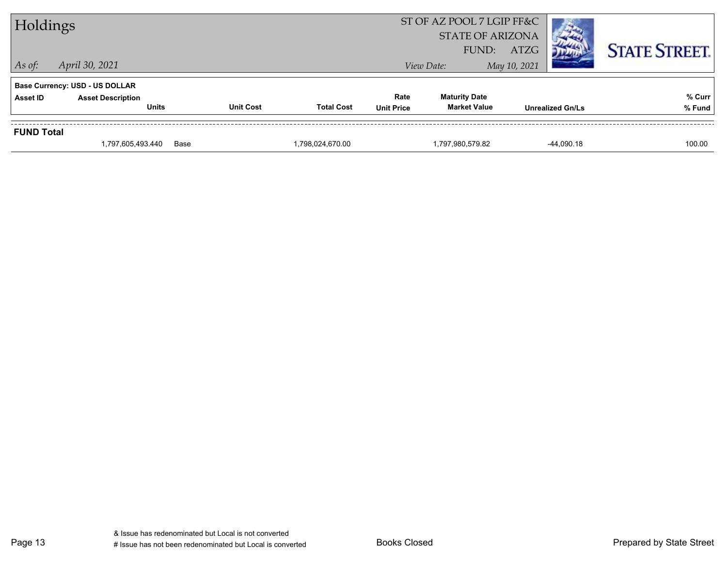# Holdings

ST OF AZ POOL 7 LGIP FF&C
STATE OF ARIZONA
FUND: ATZG

*As of:* *April 30, 2021*

*View Date:* *May 10, 2021*

**STATE STREET.**

**Base Currency: USD - US DOLLAR**

| Asset ID | Asset Description / Units | Unit Cost | Total Cost | Rate / Unit Price | Maturity Date / Market Value | Unrealized Gn/Ls | % Curr / % Fund |
|---|---|---|---|---|---|---|---|
| **FUND Total** | | | | | | | |
| | 1,797,605,493.440 | Base | 1,798,024,670.00 | | 1,797,980,579.82 | -44,090.18 | 100.00 |

& Issue has redenominated but Local is not converted
# Issue has not been redenominated but Local is converted

Books Closed

Prepared by State Street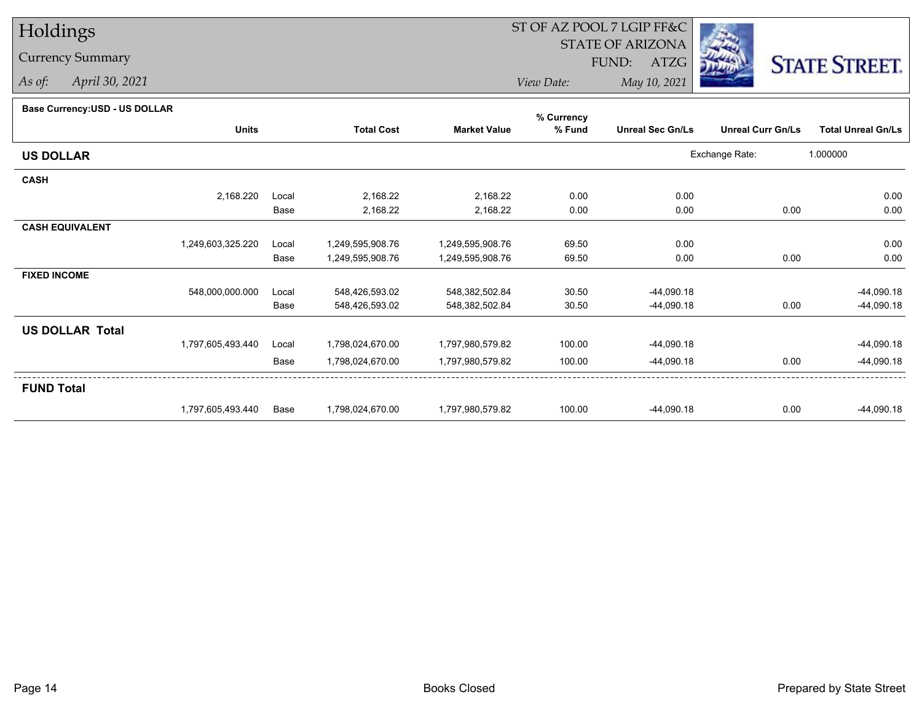# Holdings

## Currency Summary

*As of:* *April 30, 2021*

ST OF AZ POOL 7 LGIP FF&C
STATE OF ARIZONA
FUND: ATZG

*View Date:* *May 10, 2021*

STATE STREET.

**Base Currency:USD - US DOLLAR**

| | Units | | Total Cost | Market Value | % Currency % Fund | Unreal Sec Gn/Ls | Unreal Curr Gn/Ls | Total Unreal Gn/Ls |
|---|---|---|---|---|---|---|---|---|
| **US DOLLAR** | | | | | | Exchange Rate: | 1.000000 | |
| **CASH** | | | | | | | | |
| | 2,168.220 | Local | 2,168.22 | 2,168.22 | 0.00 | 0.00 | | 0.00 |
| | | Base | 2,168.22 | 2,168.22 | 0.00 | 0.00 | 0.00 | 0.00 |
| **CASH EQUIVALENT** | | | | | | | | |
| | 1,249,603,325.220 | Local | 1,249,595,908.76 | 1,249,595,908.76 | 69.50 | 0.00 | | 0.00 |
| | | Base | 1,249,595,908.76 | 1,249,595,908.76 | 69.50 | 0.00 | 0.00 | 0.00 |
| **FIXED INCOME** | | | | | | | | |
| | 548,000,000.000 | Local | 548,426,593.02 | 548,382,502.84 | 30.50 | -44,090.18 | | -44,090.18 |
| | | Base | 548,426,593.02 | 548,382,502.84 | 30.50 | -44,090.18 | 0.00 | -44,090.18 |
| **US DOLLAR Total** | | | | | | | | |
| | 1,797,605,493.440 | Local | 1,798,024,670.00 | 1,797,980,579.82 | 100.00 | -44,090.18 | | -44,090.18 |
| | | Base | 1,798,024,670.00 | 1,797,980,579.82 | 100.00 | -44,090.18 | 0.00 | -44,090.18 |
| **FUND Total** | | | | | | | | |
| | 1,797,605,493.440 | Base | 1,798,024,670.00 | 1,797,980,579.82 | 100.00 | -44,090.18 | 0.00 | -44,090.18 |

Books Closed

Prepared by State Street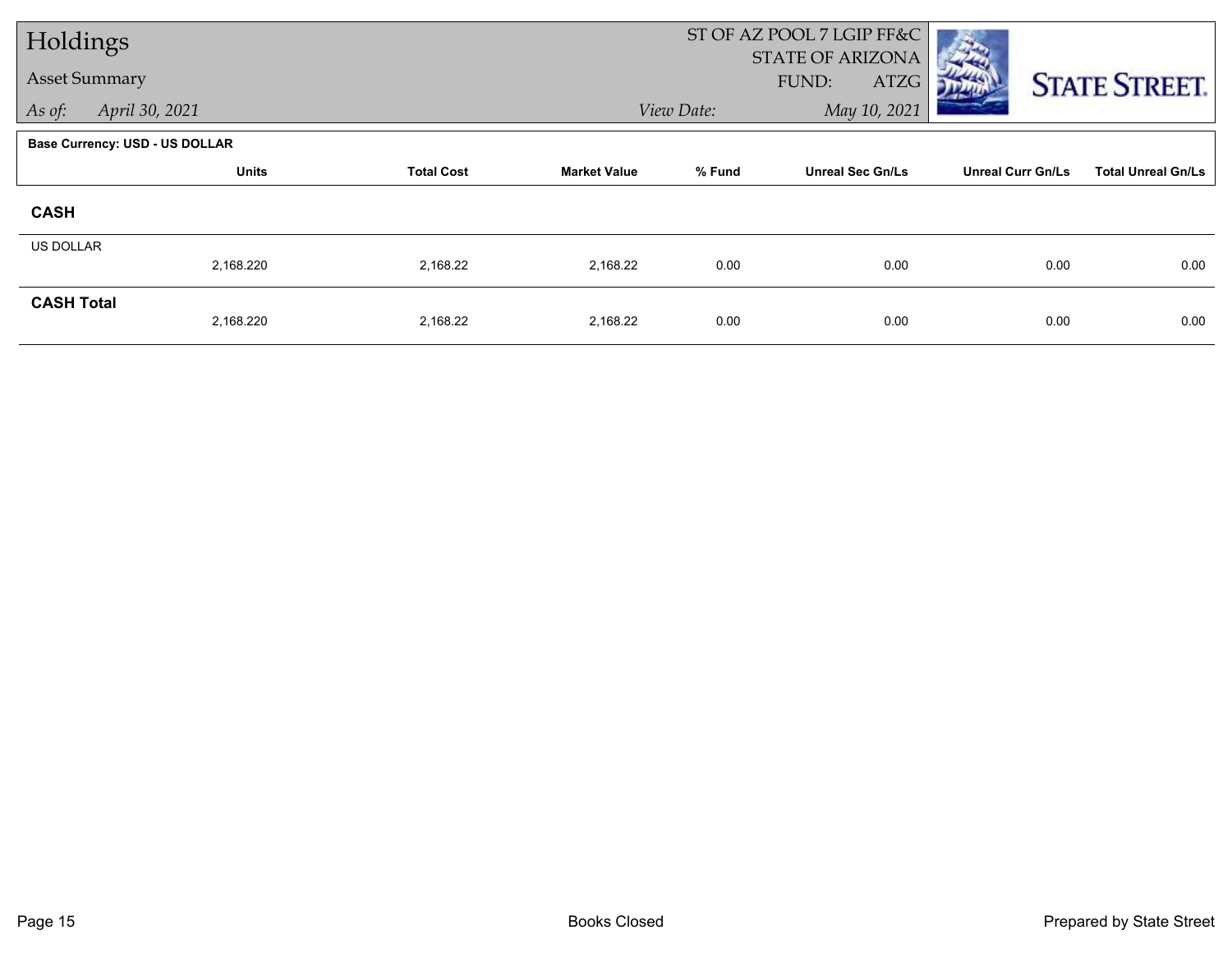# Holdings

## Asset Summary

*As of:* *April 30, 2021*

ST OF AZ POOL 7 LGIP FF&C
STATE OF ARIZONA
FUND: ATZG

*View Date:* *May 10, 2021*

STATE STREET.

**Base Currency: USD - US DOLLAR**

| | Units | Total Cost | Market Value | % Fund | Unreal Sec Gn/Ls | Unreal Curr Gn/Ls | Total Unreal Gn/Ls |
|---|---|---|---|---|---|---|---|
| **CASH** | | | | | | | |
| US DOLLAR | 2,168.220 | 2,168.22 | 2,168.22 | 0.00 | 0.00 | 0.00 | 0.00 |
| **CASH Total** | 2,168.220 | 2,168.22 | 2,168.22 | 0.00 | 0.00 | 0.00 | 0.00 |

Books Closed

Prepared by State Street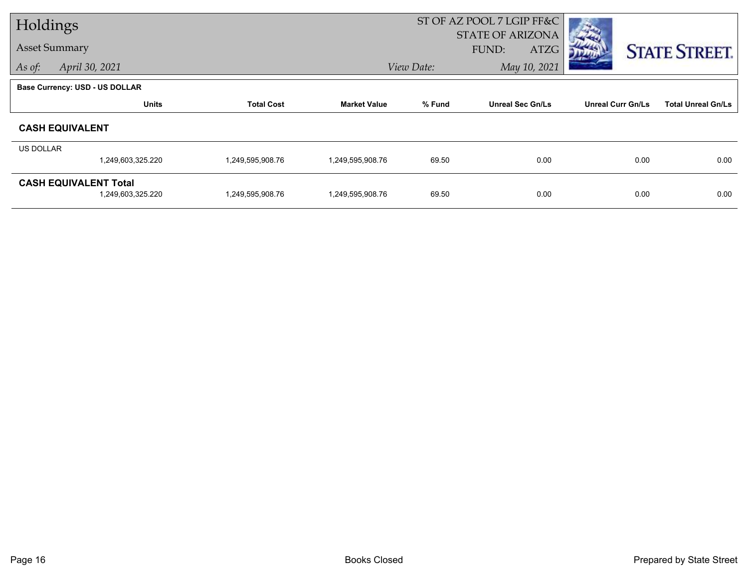# Holdings

## Asset Summary

*As of:* *April 30, 2021*

ST OF AZ POOL 7 LGIP FF&C
STATE OF ARIZONA
FUND: ATZG

*View Date:* *May 10, 2021*

STATE STREET.

**Base Currency: USD - US DOLLAR**

| | Units | Total Cost | Market Value | % Fund | Unreal Sec Gn/Ls | Unreal Curr Gn/Ls | Total Unreal Gn/Ls |
|---|---|---|---|---|---|---|---|
| **CASH EQUIVALENT** | | | | | | | |
| US DOLLAR | 1,249,603,325.220 | 1,249,595,908.76 | 1,249,595,908.76 | 69.50 | 0.00 | 0.00 | 0.00 |
| **CASH EQUIVALENT Total** | 1,249,603,325.220 | 1,249,595,908.76 | 1,249,595,908.76 | 69.50 | 0.00 | 0.00 | 0.00 |

Books Closed

Prepared by State Street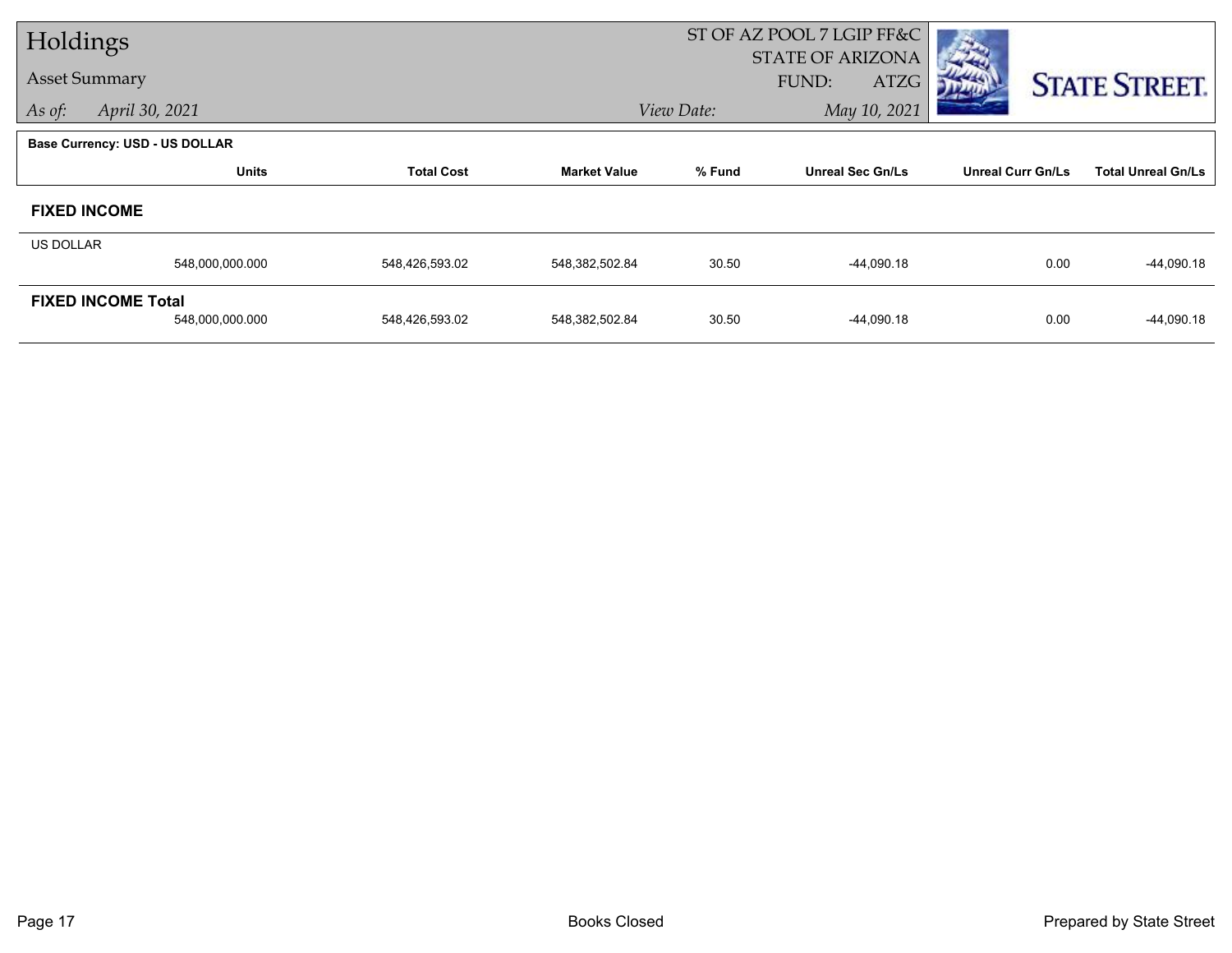# Holdings

## Asset Summary

*As of:* *April 30, 2021*

ST OF AZ POOL 7 LGIP FF&C
STATE OF ARIZONA
FUND: ATZG

*View Date:* *May 10, 2021*

**Base Currency: USD - US DOLLAR**

| | Units | Total Cost | Market Value | % Fund | Unreal Sec Gn/Ls | Unreal Curr Gn/Ls | Total Unreal Gn/Ls |
|---|---|---|---|---|---|---|---|
| **FIXED INCOME** | | | | | | | |
| US DOLLAR | 548,000,000.000 | 548,426,593.02 | 548,382,502.84 | 30.50 | -44,090.18 | 0.00 | -44,090.18 |
| **FIXED INCOME Total** | 548,000,000.000 | 548,426,593.02 | 548,382,502.84 | 30.50 | -44,090.18 | 0.00 | -44,090.18 |

Books Closed

Prepared by State Street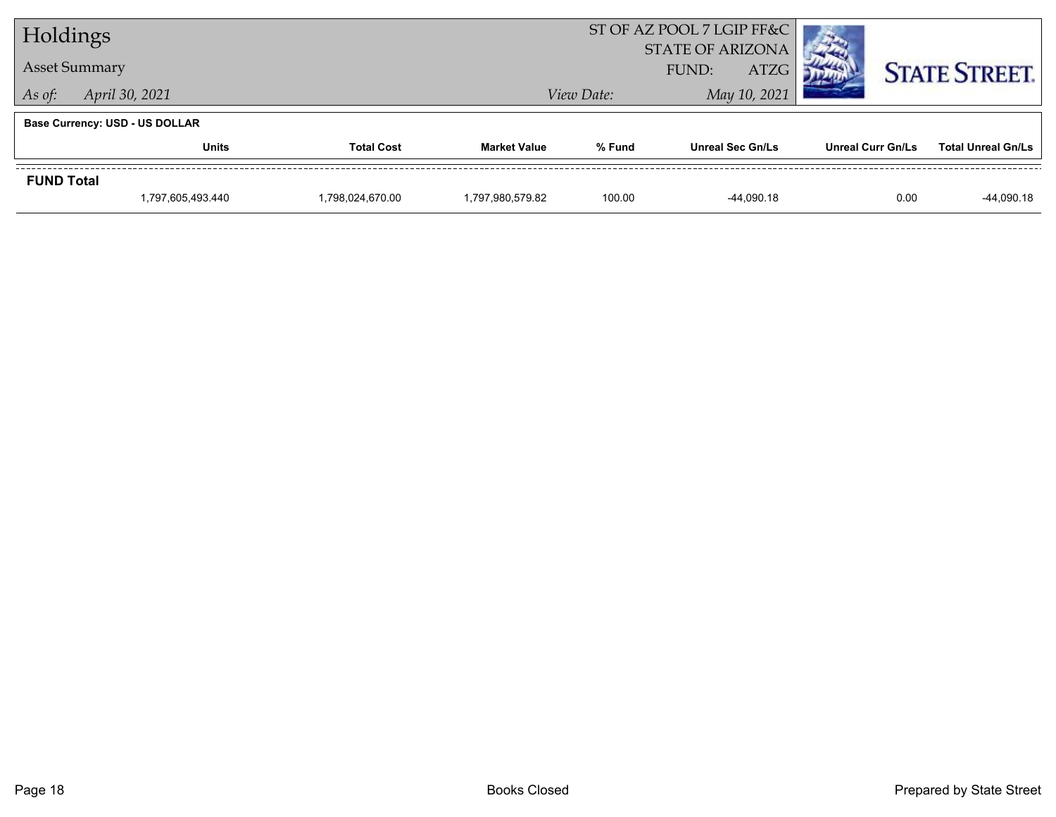# Holdings

## Asset Summary

*As of:* *April 30, 2021*

ST OF AZ POOL 7 LGIP FF&C
STATE OF ARIZONA
FUND: ATZG

*View Date:* *May 10, 2021*

STATE STREET.

**Base Currency: USD - US DOLLAR**

| | Units | Total Cost | Market Value | % Fund | Unreal Sec Gn/Ls | Unreal Curr Gn/Ls | Total Unreal Gn/Ls |
|---|---|---|---|---|---|---|---|
| **FUND Total** | 1,797,605,493.440 | 1,798,024,670.00 | 1,797,980,579.82 | 100.00 | -44,090.18 | 0.00 | -44,090.18 |

Books Closed

Prepared by State Street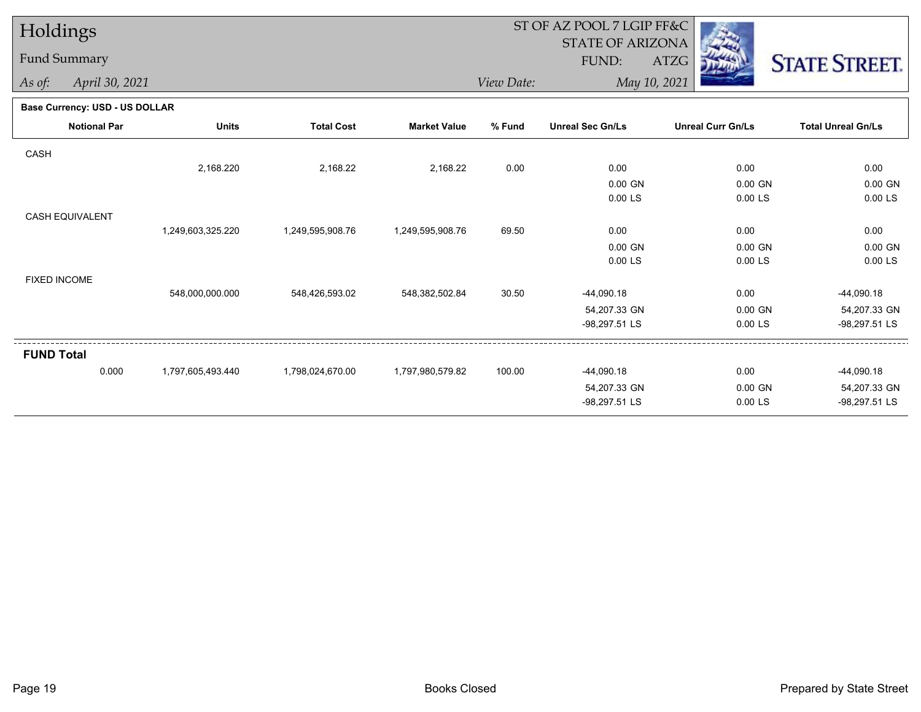# Holdings

## Fund Summary

*As of:* *April 30, 2021*

ST OF AZ POOL 7 LGIP FF&C
STATE OF ARIZONA
FUND: ATZG
*View Date:* *May 10, 2021*

STATE STREET.

**Base Currency: USD - US DOLLAR**

| Notional Par | Units | Total Cost | Market Value | % Fund | Unreal Sec Gn/Ls | Unreal Curr Gn/Ls | Total Unreal Gn/Ls |
|---|---|---|---|---|---|---|---|
| CASH | | | | | | | |
| | 2,168.220 | 2,168.22 | 2,168.22 | 0.00 | 0.00 | 0.00 | 0.00 |
| | | | | | 0.00 GN | 0.00 GN | 0.00 GN |
| | | | | | 0.00 LS | 0.00 LS | 0.00 LS |
| CASH EQUIVALENT | | | | | | | |
| | 1,249,603,325.220 | 1,249,595,908.76 | 1,249,595,908.76 | 69.50 | 0.00 | 0.00 | 0.00 |
| | | | | | 0.00 GN | 0.00 GN | 0.00 GN |
| | | | | | 0.00 LS | 0.00 LS | 0.00 LS |
| FIXED INCOME | | | | | | | |
| | 548,000,000.000 | 548,426,593.02 | 548,382,502.84 | 30.50 | -44,090.18 | 0.00 | -44,090.18 |
| | | | | | 54,207.33 GN | 0.00 GN | 54,207.33 GN |
| | | | | | -98,297.51 LS | 0.00 LS | -98,297.51 LS |
| **FUND Total** | | | | | | | |
| 0.000 | 1,797,605,493.440 | 1,798,024,670.00 | 1,797,980,579.82 | 100.00 | -44,090.18 | 0.00 | -44,090.18 |
| | | | | | 54,207.33 GN | 0.00 GN | 54,207.33 GN |
| | | | | | -98,297.51 LS | 0.00 LS | -98,297.51 LS |

Books Closed

Prepared by State Street